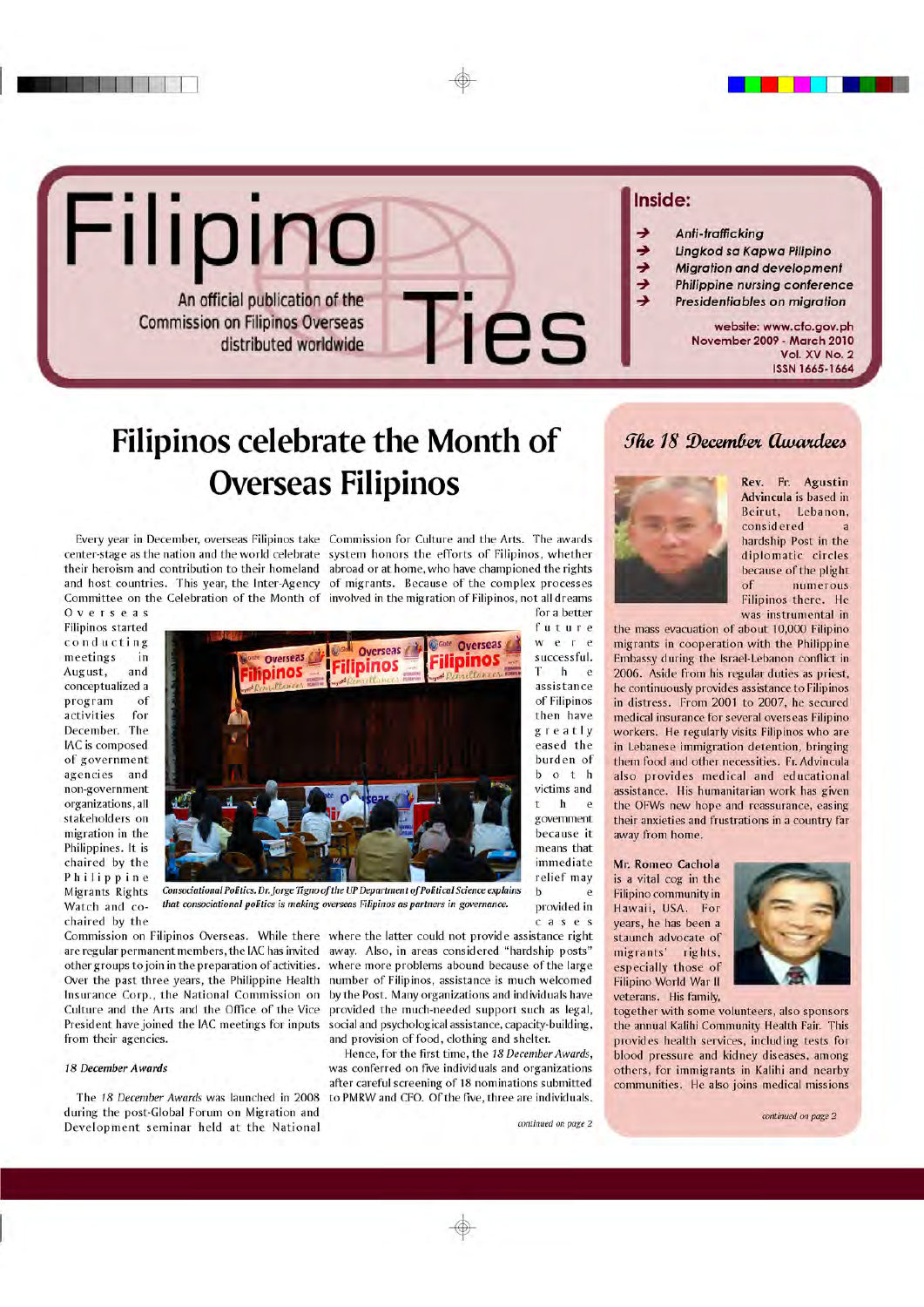# Filipino Ties

An official publication of the Commission on Filipinos Overseas distributed worldwide

**Inside:**

- *Anti-trafficking*
- *Ugnayan sa Kapwa Pilipino*
- *Migration and development*
- *Philippine nursing conference*
- *Presidentiables on migration*

website: www.cfo.gov.ph
November 2009 - March 2010
Vol. XV No. 2
ISSN 1665-1664

# Filipinos celebrate the Month of Overseas Filipinos

Every year in December, overseas Filipinos take center-stage as the nation and the world celebrate their heroism and contribution to their homeland and host countries. This year, the Inter-Agency Committee on the Celebration of the Month of Overseas Filipinos started conducting meetings in August, and conceptualized a program of activities for December. The IAC is composed of government agencies and non-government organizations, all stakeholders on migration in the Philippines. It is chaired by the Philippine Migrants Rights Watch and co-chaired by the Commission on Filipinos Overseas. While there are regular permanent members, the IAC has invited other groups to join in the preparation of activities. Over the past three years, the Philippine Health Insurance Corp., the National Commission on Culture and the Arts and the Office of the Vice President have joined the IAC meetings for inputs from their agencies.

*Consociational Politics. Dr. Jorge Tigno of the UP Department of Political Science explains that consociational politics is making overseas Filipinos as partners in governance.*

### 18 December Awards

The *18 December Awards* was launched in 2008 during the post-Global Forum on Migration and Development seminar held at the National Commission for Culture and the Arts. The awards system honors the efforts of Filipinos, whether abroad or at home, who have championed the rights of migrants. Because of the complex processes involved in the migration of Filipinos, not all dreams for a better future were successful. The assistance of Filipinos then have greatly eased the burden of both victims and the government because it means that immediate relief may be provided in cases where the latter could not provide assistance right away. Also, in areas considered "hardship posts" where more problems abound because of the large number of Filipinos, assistance is much welcomed by the Post. Many organizations and individuals have provided the much-needed support such as legal, social and psychological assistance, capacity-building, and provision of food, clothing and shelter.

Hence, for the first time, the *18 December Awards*, was conferred on five individuals and organizations after careful screening of 18 nominations submitted to PMRW and CFO. Of the five, three are individuals.

*continued on page 2*

## *The 18 December Awardees*

Rev. Fr. Agustin Advincula is based in Beirut, Lebanon, considered a hardship Post in the diplomatic circles because of the plight of numerous Filipinos there. He was instrumental in the mass evacuation of about 10,000 Filipino migrants in cooperation with the Philippine Embassy during the Israel-Lebanon conflict in 2006. Aside from his regular duties as priest, he continuously provides assistance to Filipinos in distress. From 2001 to 2007, he secured medical insurance for several overseas Filipino workers. He regularly visits Filipinos who are in Lebanese immigration detention, bringing them food and other necessities. Fr. Advincula also provides medical and educational assistance. His humanitarian work has given the OFWs new hope and reassurance, easing their anxieties and frustrations in a country far away from home.

Mr. Romeo Cachola is a vital cog in the Filipino community in Hawaii, USA. For years, he has been a staunch advocate of migrants' rights, especially those of Filipino World War II veterans. His family, together with some volunteers, also sponsors the annual Kalihi Community Health Fair. This provides health services, including tests for blood pressure and kidney diseases, among others, for immigrants in Kalihi and nearby communities. He also joins medical missions

*continued on page 2*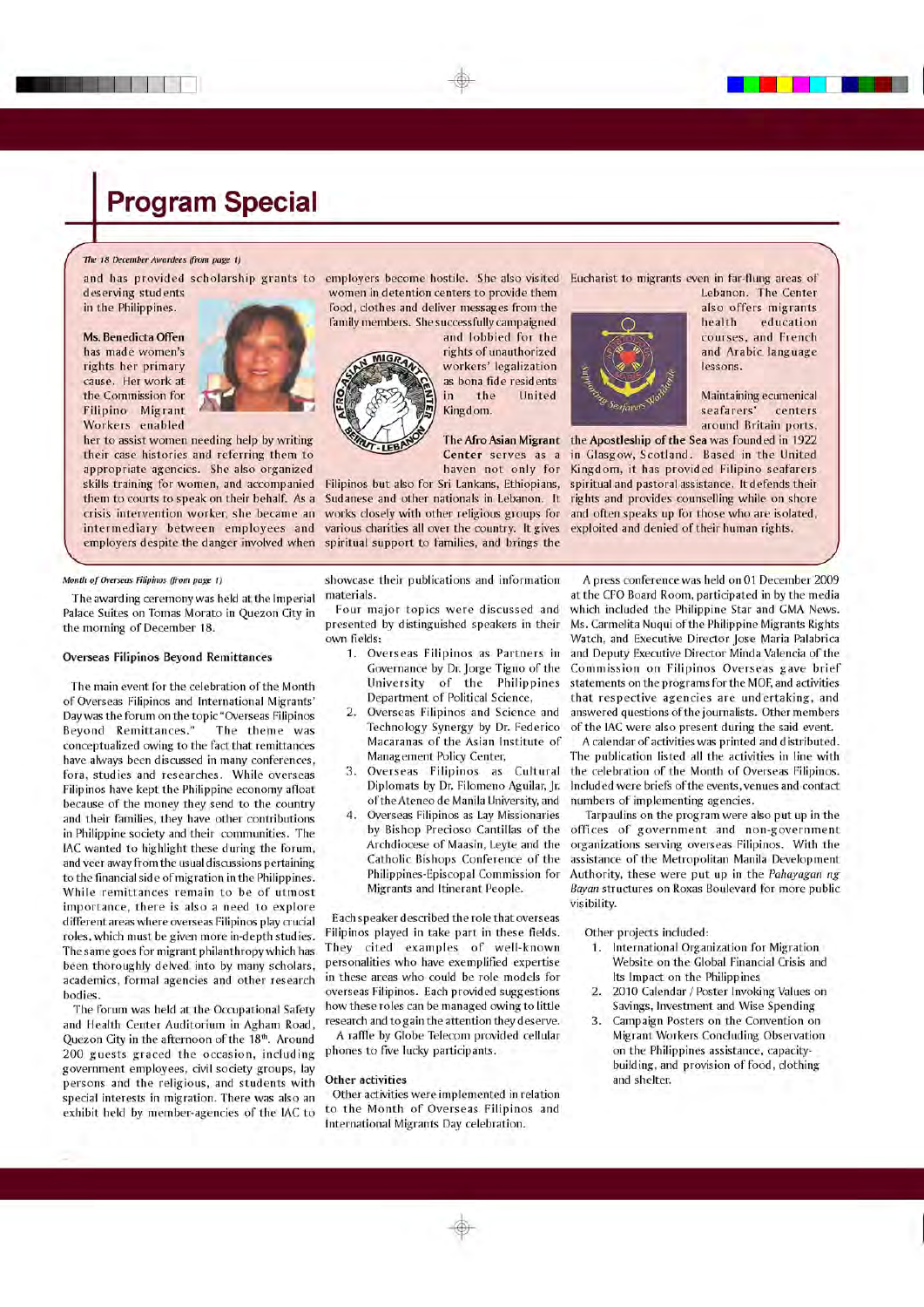# Program Special

*The 18 December Awardees (from page 1)*

and has provided scholarship grants to deserving students in the Philippines.

**Ms. Benedicta Offen** has made women's rights her primary cause. Her work at the Commission for Filipino Migrant Workers enabled her to assist women needing help by writing their case histories and referring them to appropriate agencies. She also organized skills training for women, and accompanied them to courts to speak on their behalf. As a crisis intervention worker, she became an intermediary between employees and employers despite the danger involved when employers become hostile. She also visited women in detention centers to provide them food, clothes and deliver messages from the family members. She successfully campaigned and lobbied for the rights of unauthorized workers' legalization as bona fide residents in the United Kingdom.

**The Afro Asian Migrant Center** serves as a haven not only for Filipinos but also for Sri Lankans, Ethiopians, Sudanese and other nationals in Lebanon. It works closely with other religious groups for various charities all over the country. It gives spiritual support to families, and brings the Eucharist to migrants even in far-flung areas of Lebanon. The Center also offers migrants health education courses, and French and Arabic language lessons.

Maintaining ecumenical seafarers' centers around Britain ports, **the Apostleship of the Sea** was founded in 1922 in Glasgow, Scotland. Based in the United Kingdom, it has provided Filipino seafarers spiritual and pastoral assistance. It defends their rights and provides counselling while on shore and often speaks up for those who are isolated, exploited and denied of their human rights.

*Month of Overseas Filipinos (from page 1)*

The awarding ceremony was held at the Imperial Palace Suites on Tomas Morato in Quezon City in the morning of December 18.

### Overseas Filipinos Beyond Remittances

The main event for the celebration of the Month of Overseas Filipinos and International Migrants' Day was the forum on the topic "Overseas Filipinos Beyond Remittances." The theme was conceptualized owing to the fact that remittances have always been discussed in many conferences, fora, studies and researches. While overseas Filipinos have kept the Philippine economy afloat because of the money they send to the country and their families, they have other contributions in Philippine society and their communities. The IAC wanted to highlight these during the forum, and veer away from the usual discussions pertaining to the financial side of migration in the Philippines. While remittances remain to be of utmost importance, there is also a need to explore different areas where overseas Filipinos play crucial roles, which must be given more in-depth studies. The same goes for migrant philanthropy which has been thoroughly delved into by many scholars, academics, formal agencies and other research bodies.

The forum was held at the Occupational Safety and Health Center Auditorium in Agham Road, Quezon City in the afternoon of the 18th. Around 200 guests graced the occasion, including government employees, civil society groups, lay persons and the religious, and students with special interests in migration. There was also an exhibit held by member-agencies of the IAC to showcase their publications and information materials.

Four major topics were discussed and presented by distinguished speakers in their own fields:

1. Overseas Filipinos as Partners in Governance by Dr. Jorge Tigno of the University of the Philippines Department of Political Science,
2. Overseas Filipinos and Science and Technology Synergy by Dr. Federico Macaranas of the Asian Institute of Management Policy Center,
3. Overseas Filipinos as Cultural Diplomats by Dr. Filomeno Aguilar, Jr. of the Ateneo de Manila University, and
4. Overseas Filipinos as Lay Missionaries by Bishop Precioso Cantillas of the Archdiocese of Maasin, Leyte and the Catholic Bishops Conference of the Philippines-Episcopal Commission for Migrants and Itinerant People.

Each speaker described the role that overseas Filipinos played in take part in these fields. They cited examples of well-known personalities who have exemplified expertise in these areas who could be role models for overseas Filipinos. Each provided suggestions how these roles can be managed owing to little research and to gain the attention they deserve.

A raffle by Globe Telecom provided cellular phones to five lucky participants.

### Other activities

Other activities were implemented in relation to the Month of Overseas Filipinos and International Migrants Day celebration.

A press conference was held on 01 December 2009 at the CFO Board Room, participated in by the media which included the Philippine Star and GMA News. Ms. Carmelita Nuqui of the Philippine Migrants Rights Watch, and Executive Director Jose Maria Palabrica and Deputy Executive Director Minda Valencia of the Commission on Filipinos Overseas gave brief statements on the programs for the MOF, and activities that respective agencies are undertaking, and answered questions of the journalists. Other members of the IAC were also present during the said event.

A calendar of activities was printed and distributed. The publication listed all the activities in line with the celebration of the Month of Overseas Filipinos. Included were briefs of the events, venues and contact numbers of implementing agencies.

Tarpaulins on the program were also put up in the offices of government and non-government organizations serving overseas Filipinos. With the assistance of the Metropolitan Manila Development Authority, these were put up in the *Pahayagan ng Bayan* structures on Roxas Boulevard for more public visibility.

Other projects included:

1. International Organization for Migration Website on the Global Financial Crisis and Its Impact on the Philippines
2. 2010 Calendar / Poster Invoking Values on Savings, Investment and Wise Spending
3. Campaign Posters on the Convention on Migrant Workers Concluding Observation on the Philippines assistance, capacity-building, and provision of food, clothing and shelter.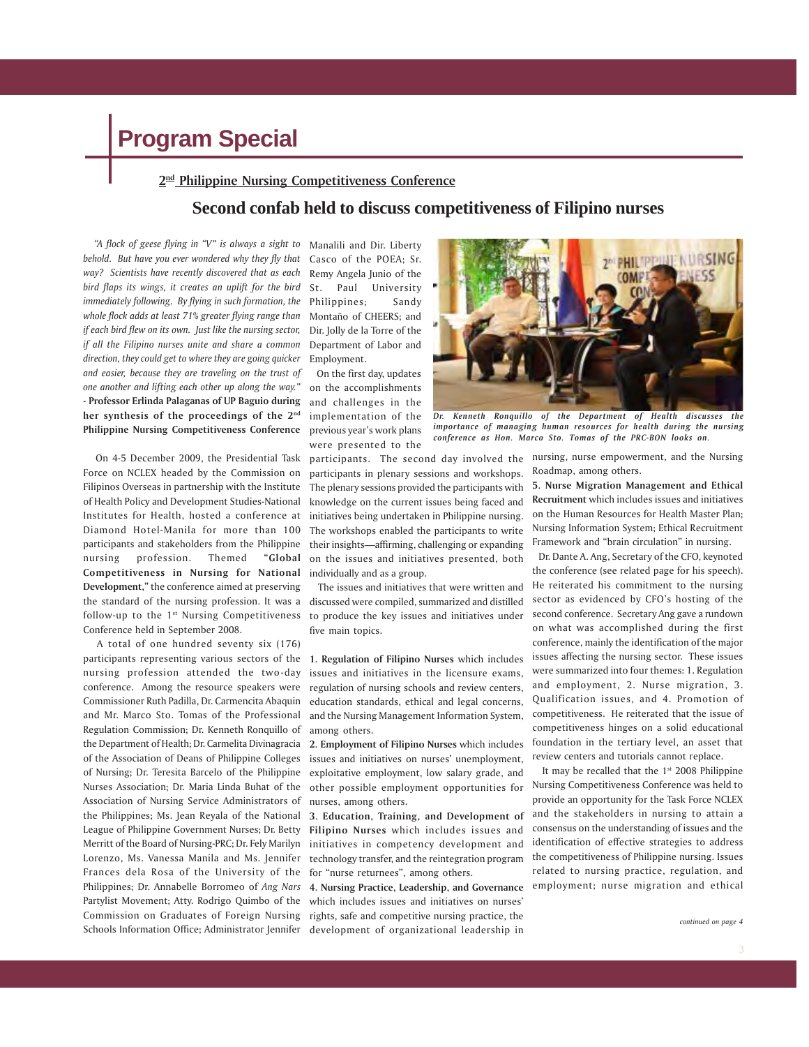# Program Special

## 2nd Philippine Nursing Competitiveness Conference

## Second confab held to discuss competitiveness of Filipino nurses

*"A flock of geese flying in "V" is always a sight to behold. But have you ever wondered why they fly that way? Scientists have recently discovered that as each bird flaps its wings, it creates an uplift for the bird immediately following. By flying in such formation, the whole flock adds at least 71% greater flying range than if each bird flew on its own. Just like the nursing sector, if all the Filipino nurses unite and share a common direction, they could get to where they are going quicker and easier, because they are traveling on the trust of one another and lifting each other up along the way."* - **Professor Erlinda Palaganas of UP Baguio during her synthesis of the proceedings of the 2nd Philippine Nursing Competitiveness Conference**

On 4-5 December 2009, the Presidential Task Force on NCLEX headed by the Commission on Filipinos Overseas in partnership with the Institute of Health Policy and Development Studies-National Institutes for Health, hosted a conference at Diamond Hotel-Manila for more than 100 participants and stakeholders from the Philippine nursing profession. Themed **"Global Competitiveness in Nursing for National Development,"** the conference aimed at preserving the standard of the nursing profession. It was a follow-up to the 1st Nursing Competitiveness Conference held in September 2008.

A total of one hundred seventy six (176) participants representing various sectors of the nursing profession attended the two-day conference. Among the resource speakers were Commissioner Ruth Padilla, Dr. Carmencita Abaquin and Mr. Marco Sto. Tomas of the Professional Regulation Commission; Dr. Kenneth Ronquillo of the Department of Health; Dr. Carmelita Divinagracia of the Association of Deans of Philippine Colleges of Nursing; Dr. Teresita Barcelo of the Philippine Nurses Association; Dr. Maria Linda Buhat of the Association of Nursing Service Administrators of the Philippines; Ms. Jean Reyala of the National League of Philippine Government Nurses; Dr. Betty Merritt of the Board of Nursing-PRC; Dr. Fely Marilyn Lorenzo, Ms. Vanessa Manila and Ms. Jennifer Frances dela Rosa of the University of the Philippines; Dr. Annabelle Borromeo of *Ang Nars* Partylist Movement; Atty. Rodrigo Quimbo of the Commission on Graduates of Foreign Nursing Schools Information Office; Administrator Jennifer Manalili and Dir. Liberty Casco of the POEA; Sr. Remy Angela Junio of the St. Paul University Philippines; Sandy Montaño of CHEERS; and Dir. Jolly de la Torre of the Department of Labor and Employment.

On the first day, updates on the accomplishments and challenges in the implementation of the previous year's work plans were presented to the participants. The second day involved the participants in plenary sessions and workshops. The plenary sessions provided the participants with knowledge on the current issues being faced and initiatives being undertaken in Philippine nursing. The workshops enabled the participants to write their insights—affirming, challenging or expanding on the issues and initiatives presented, both individually and as a group.

*Dr. Kenneth Ronquillo of the Department of Health discusses the importance of managing human resources for health during the nursing conference as Hon. Marco Sto. Tomas of the PRC-BON looks on.*

The issues and initiatives that were written and discussed were compiled, summarized and distilled to produce the key issues and initiatives under five main topics.

**1. Regulation of Filipino Nurses** which includes issues and initiatives in the licensure exams, regulation of nursing schools and review centers, education standards, ethical and legal concerns, and the Nursing Management Information System, among others.

**2. Employment of Filipino Nurses** which includes issues and initiatives on nurses' unemployment, exploitative employment, low salary grade, and other possible employment opportunities for nurses, among others.

**3. Education, Training, and Development of Filipino Nurses** which includes issues and initiatives in competency development and technology transfer, and the reintegration program for "nurse returnees", among others.

**4. Nursing Practice, Leadership, and Governance** which includes issues and initiatives on nurses' rights, safe and competitive nursing practice, the development of organizational leadership in nursing, nurse empowerment, and the Nursing Roadmap, among others.

**5. Nurse Migration Management and Ethical Recruitment** which includes issues and initiatives on the Human Resources for Health Master Plan; Nursing Information System; Ethical Recruitment Framework and "brain circulation" in nursing.

Dr. Dante A. Ang, Secretary of the CFO, keynoted the conference (see related page for his speech). He reiterated his commitment to the nursing sector as evidenced by CFO's hosting of the second conference. Secretary Ang gave a rundown on what was accomplished during the first conference, mainly the identification of the major issues affecting the nursing sector. These issues were summarized into four themes: 1. Regulation and employment, 2. Nurse migration, 3. Qualification issues, and 4. Promotion of competitiveness. He reiterated that the issue of competitiveness hinges on a solid educational foundation in the tertiary level, an asset that review centers and tutorials cannot replace.

It may be recalled that the 1st 2008 Philippine Nursing Competitiveness Conference was held to provide an opportunity for the Task Force NCLEX and the stakeholders in nursing to attain a consensus on the understanding of issues and the identification of effective strategies to address the competitiveness of Philippine nursing. Issues related to nursing practice, regulation, and employment; nurse migration and ethical

*continued on page 4*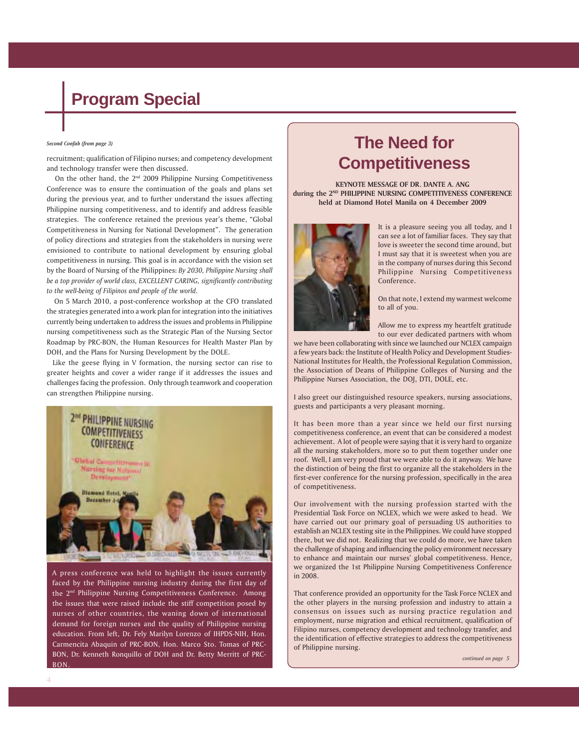# Program Special

*Second Confab (from page 3)*

recruitment; qualification of Filipino nurses; and competency development and technology transfer were then discussed.

On the other hand, the 2nd 2009 Philippine Nursing Competitiveness Conference was to ensure the continuation of the goals and plans set during the previous year, and to further understand the issues affecting Philippine nursing competitiveness, and to identify and address feasible strategies. The conference retained the previous year's theme, "Global Competitiveness in Nursing for National Development". The generation of policy directions and strategies from the stakeholders in nursing were envisioned to contribute to national development by ensuring global competitiveness in nursing. This goal is in accordance with the vision set by the Board of Nursing of the Philippines: *By 2030, Philippine Nursing shall be a top provider of world class, EXCELLENT CARING, significantly contributing to the well-being of Filipinos and people of the world.*

On 5 March 2010, a post-conference workshop at the CFO translated the strategies generated into a work plan for integration into the initiatives currently being undertaken to address the issues and problems in Philippine nursing competitiveness such as the Strategic Plan of the Nursing Sector Roadmap by PRC-BON, the Human Resources for Health Master Plan by DOH, and the Plans for Nursing Development by the DOLE.

Like the geese flying in V formation, the nursing sector can rise to greater heights and cover a wider range if it addresses the issues and challenges facing the profession. Only through teamwork and cooperation can strengthen Philippine nursing.

A press conference was held to highlight the issues currently faced by the Philippine nursing industry during the first day of the 2nd Philippine Nursing Competitiveness Conference. Among the issues that were raised include the stiff competition posed by nurses of other countries, the waning down of international demand for foreign nurses and the quality of Philippine nursing education. From left, Dr. Fely Marilyn Lorenzo of IHPDS-NIH, Hon. Carmencita Abaquin of PRC-BON, Hon. Marco Sto. Tomas of PRC-BON, Dr. Kenneth Ronquillo of DOH and Dr. Betty Merritt of PRC-BON.

## The Need for Competitiveness

**KEYNOTE MESSAGE OF DR. DANTE A. ANG during the 2ND PHILIPPINE NURSING COMPETITIVENESS CONFERENCE held at Diamond Hotel Manila on 4 December 2009**

It is a pleasure seeing you all today, and I can see a lot of familiar faces. They say that love is sweeter the second time around, but I must say that it is sweetest when you are in the company of nurses during this Second Philippine Nursing Competitiveness Conference.

On that note, I extend my warmest welcome to all of you.

Allow me to express my heartfelt gratitude to our ever dedicated partners with whom we have been collaborating with since we launched our NCLEX campaign a few years back: the Institute of Health Policy and Development Studies-National Institutes for Health, the Professional Regulation Commission, the Association of Deans of Philippine Colleges of Nursing and the Philippine Nurses Association, the DOJ, DTI, DOLE, etc.

I also greet our distinguished resource speakers, nursing associations, guests and participants a very pleasant morning.

It has been more than a year since we held our first nursing competitiveness conference, an event that can be considered a modest achievement. A lot of people were saying that it is very hard to organize all the nursing stakeholders, more so to put them together under one roof. Well, I am very proud that we were able to do it anyway. We have the distinction of being the first to organize all the stakeholders in the first-ever conference for the nursing profession, specifically in the area of competitiveness.

Our involvement with the nursing profession started with the Presidential Task Force on NCLEX, which we were asked to head. We have carried out our primary goal of persuading US authorities to establish an NCLEX testing site in the Philippines. We could have stopped there, but we did not. Realizing that we could do more, we have taken the challenge of shaping and influencing the policy environment necessary to enhance and maintain our nurses' global competitiveness. Hence, we organized the 1st Philippine Nursing Competitiveness Conference in 2008.

That conference provided an opportunity for the Task Force NCLEX and the other players in the nursing profession and industry to attain a consensus on issues such as nursing practice regulation and employment, nurse migration and ethical recruitment, qualification of Filipino nurses, competency development and technology transfer, and the identification of effective strategies to address the competitiveness of Philippine nursing.

*continued on page 5*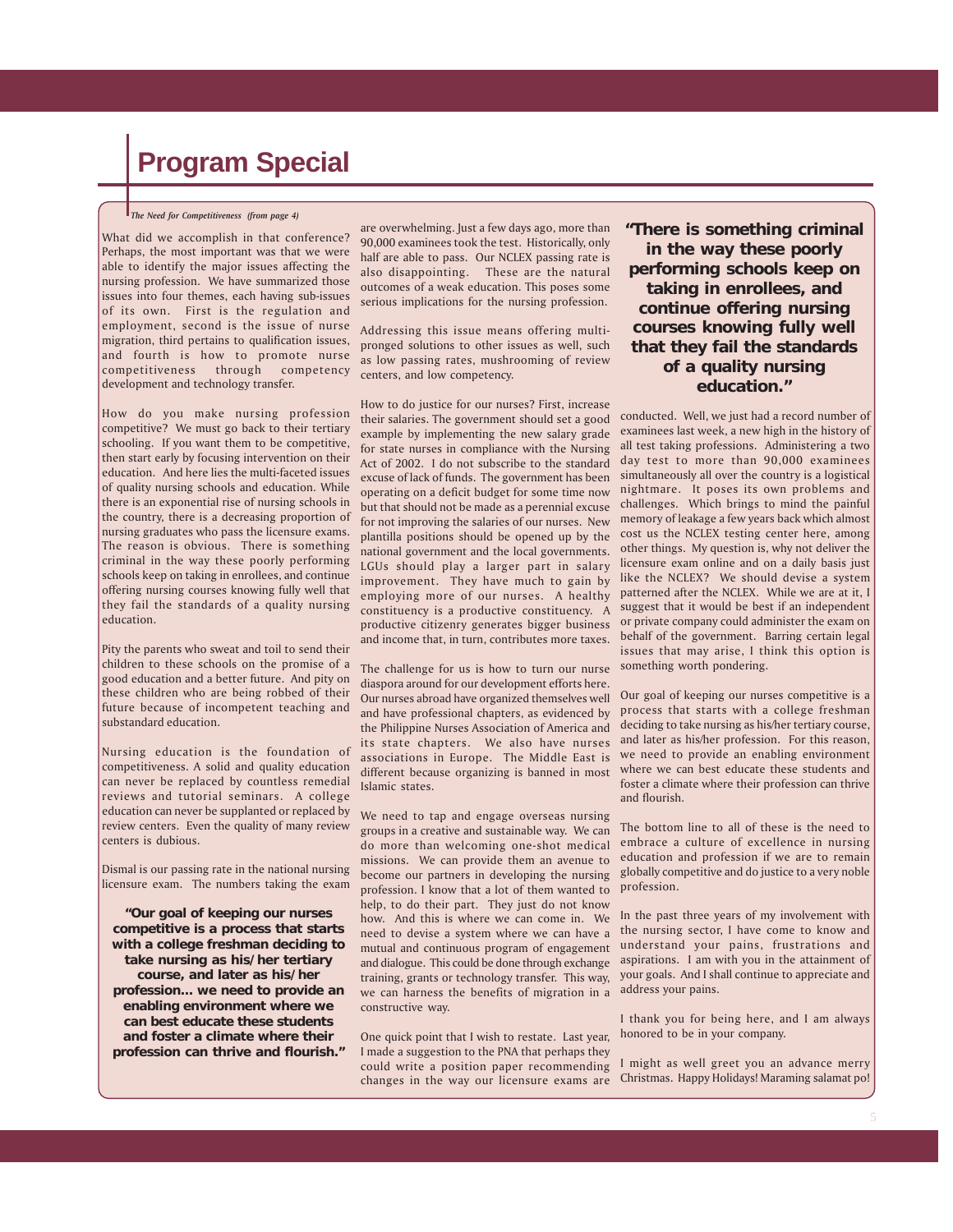# Program Special

*The Need for Competitiveness (from page 4)*

What did we accomplish in that conference? Perhaps, the most important was that we were able to identify the major issues affecting the nursing profession. We have summarized those issues into four themes, each having sub-issues of its own. First is the regulation and employment, second is the issue of nurse migration, third pertains to qualification issues, and fourth is how to promote nurse competitiveness through competency development and technology transfer.

How do you make nursing profession competitive? We must go back to their tertiary schooling. If you want them to be competitive, then start early by focusing intervention on their education. And here lies the multi-faceted issues of quality nursing schools and education. While there is an exponential rise of nursing schools in the country, there is a decreasing proportion of nursing graduates who pass the licensure exams. The reason is obvious. There is something criminal in the way these poorly performing schools keep on taking in enrollees, and continue offering nursing courses knowing fully well that they fail the standards of a quality nursing education.

Pity the parents who sweat and toil to send their children to these schools on the promise of a good education and a better future. And pity on these children who are being robbed of their future because of incompetent teaching and substandard education.

Nursing education is the foundation of competitiveness. A solid and quality education can never be replaced by countless remedial reviews and tutorial seminars. A college education can never be supplanted or replaced by review centers. Even the quality of many review centers is dubious.

Dismal is our passing rate in the national nursing licensure exam. The numbers taking the exam are overwhelming. Just a few days ago, more than 90,000 examinees took the test. Historically, only half are able to pass. Our NCLEX passing rate is also disappointing. These are the natural outcomes of a weak education. This poses some serious implications for the nursing profession.

**"Our goal of keeping our nurses competitive is a process that starts with a college freshman deciding to take nursing as his/her tertiary course, and later as his/her profession... we need to provide an enabling environment where we can best educate these students and foster a climate where their profession can thrive and flourish."**

Addressing this issue means offering multi-pronged solutions to other issues as well, such as low passing rates, mushrooming of review centers, and low competency.

How to do justice for our nurses? First, increase their salaries. The government should set a good example by implementing the new salary grade for state nurses in compliance with the Nursing Act of 2002. I do not subscribe to the standard excuse of lack of funds. The government has been operating on a deficit budget for some time now but that should not be made as a perennial excuse for not improving the salaries of our nurses. New plantilla positions should be opened up by the national government and the local governments. LGUs should play a larger part in salary improvement. They have much to gain by employing more of our nurses. A healthy constituency is a productive constituency. A productive citizenry generates bigger business and income that, in turn, contributes more taxes.

The challenge for us is how to turn our nurse diaspora around for our development efforts here. Our nurses abroad have organized themselves well and have professional chapters, as evidenced by the Philippine Nurses Association of America and its state chapters. We also have nurses associations in Europe. The Middle East is different because organizing is banned in most Islamic states.

We need to tap and engage overseas nursing groups in a creative and sustainable way. We can do more than welcoming one-shot medical missions. We can provide them an avenue to become our partners in developing the nursing profession. I know that a lot of them wanted to help, to do their part. They just do not know how. And this is where we can come in. We need to devise a system where we can have a mutual and continuous program of engagement and dialogue. This could be done through exchange training, grants or technology transfer. This way, we can harness the benefits of migration in a constructive way.

One quick point that I wish to restate. Last year, I made a suggestion to the PNA that perhaps they could write a position paper recommending changes in the way our licensure exams are conducted. Well, we just had a record number of examinees last week, a new high in the history of all test taking professions. Administering a two day test to more than 90,000 examinees simultaneously all over the country is a logistical nightmare. It poses its own problems and challenges. Which brings to mind the painful memory of leakage a few years back which almost cost us the NCLEX testing center here, among other things. My question is, why not deliver the licensure exam online and on a daily basis just like the NCLEX? We should devise a system patterned after the NCLEX. While we are at it, I suggest that it would be best if an independent or private company could administer the exam on behalf of the government. Barring certain legal issues that may arise, I think this option is something worth pondering.

**"There is something criminal in the way these poorly performing schools keep on taking in enrollees, and continue offering nursing courses knowing fully well that they fail the standards of a quality nursing education."**

Our goal of keeping our nurses competitive is a process that starts with a college freshman deciding to take nursing as his/her tertiary course, and later as his/her profession. For this reason, we need to provide an enabling environment where we can best educate these students and foster a climate where their profession can thrive and flourish.

The bottom line to all of these is the need to embrace a culture of excellence in nursing education and profession if we are to remain globally competitive and do justice to a very noble profession.

In the past three years of my involvement with the nursing sector, I have come to know and understand your pains, frustrations and aspirations. I am with you in the attainment of your goals. And I shall continue to appreciate and address your pains.

I thank you for being here, and I am always honored to be in your company.

I might as well greet you an advance merry Christmas. Happy Holidays! Maraming salamat po!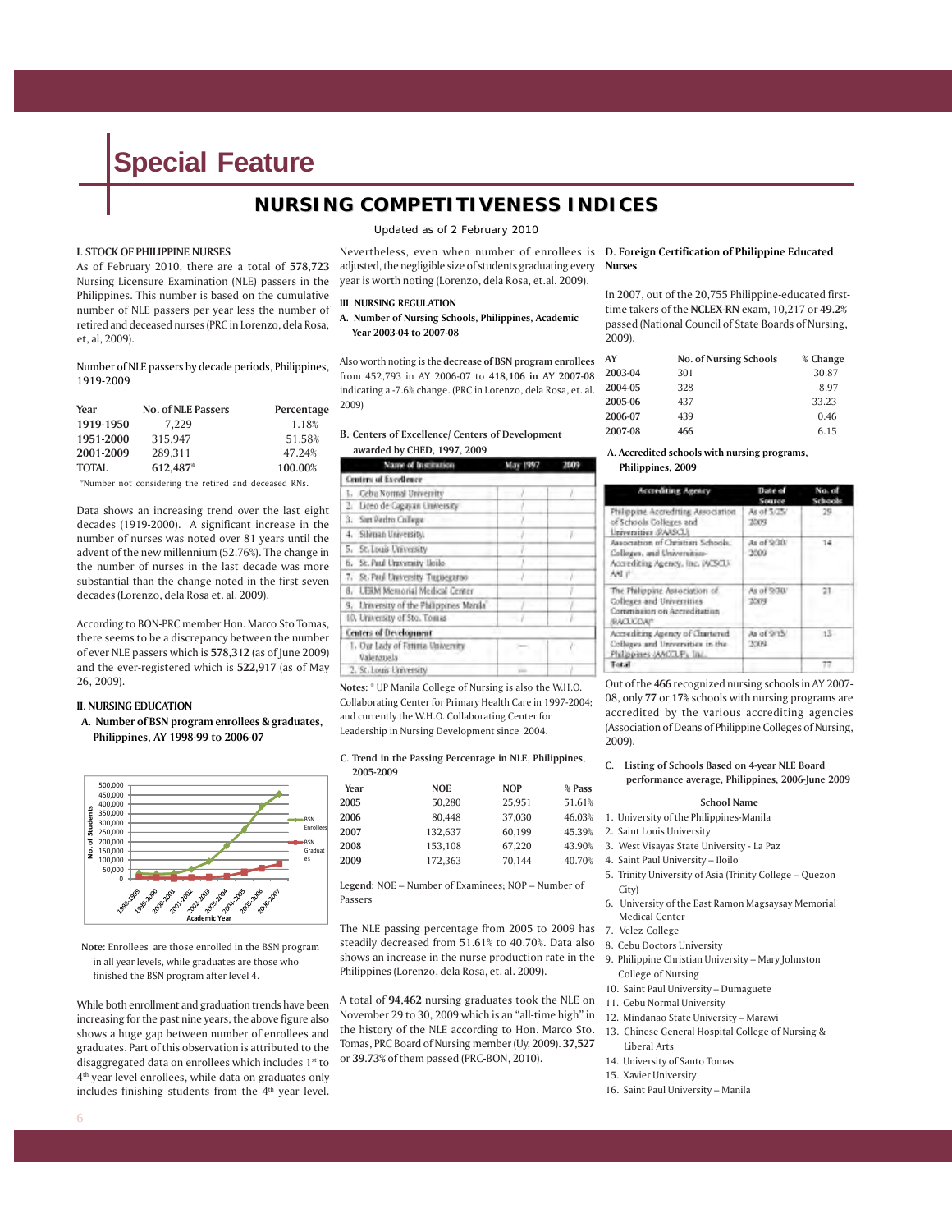# Special Feature

## NURSING COMPETITIVENESS INDICES

Updated as of 2 February 2010

### I. STOCK OF PHILIPPINE NURSES

As of February 2010, there are a total of **578,723** Nursing Licensure Examination (NLE) passers in the Philippines. This number is based on the cumulative number of NLE passers per year less the number of retired and deceased nurses (PRC in Lorenzo, dela Rosa, et, al, 2009).

Number of NLE passers by decade periods, Philippines, 1919-2009

| Year | No. of NLE Passers | Percentage |
|---|---|---|
| **1919-1950** | 7,229 | 1.18% |
| **1951-2000** | 315,947 | 51.58% |
| **2001-2009** | 289,311 | 47.24% |
| **TOTAL** | **612,487*** | **100.00%** |

*Number not considering the retired and deceased RNs.

Data shows an increasing trend over the last eight decades (1919-2000). A significant increase in the number of nurses was noted over 81 years until the advent of the new millennium (52.76%). The change in the number of nurses in the last decade was more substantial than the change noted in the first seven decades (Lorenzo, dela Rosa et. al. 2009).

According to BON-PRC member Hon. Marco Sto Tomas, there seems to be a discrepancy between the number of ever NLE passers which is **578,312** (as of June 2009) and the ever-registered which is **522,917** (as of May 26, 2009).

### II. NURSING EDUCATION

**A. Number of BSN program enrollees & graduates, Philippines, AY 1998-99 to 2006-07**

**Note**: Enrollees are those enrolled in the BSN program in all year levels, while graduates are those who finished the BSN program after level 4.

While both enrollment and graduation trends have been increasing for the past nine years, the above figure also shows a huge gap between number of enrollees and graduates. Part of this observation is attributed to the disaggregated data on enrollees which includes 1st to 4th year level enrollees, while data on graduates only includes finishing students from the 4th year level.

Nevertheless, even when number of enrollees is adjusted, the negligible size of students graduating every year is worth noting (Lorenzo, dela Rosa, et.al. 2009).

### III. NURSING REGULATION

**A. Number of Nursing Schools, Philippines, Academic Year 2003-04 to 2007-08**

Also worth noting is the **decrease of BSN program enrollees** from 452,793 in AY 2006-07 to **418,106 in AY 2007-08** indicating a -7.6% change. (PRC in Lorenzo, dela Rosa, et. al. 2009)

**B. Centers of Excellence/ Centers of Development awarded by CHED, 1997, 2009**

| Name of Institution | May 1997 | 2009 |
|---|---|---|
| **Centers of Excellence** | | |
| 1. Cebu Normal University | / | / |
| 2. Liceo de Cagayan University | / | |
| 3. San Pedro College | / | |
| 4. Silliman University | / | / |
| 5. St. Louis University | / | |
| 6. St. Paul University Iloilo | / | |
| 7. St. Paul University Tuguegarao | / | / |
| 8. UERM Memorial Medical Center | | / |
| 9. University of the Philippines Manila* | / | / |
| 10. University of Sto. Tomas | / | / |
| **Centers of Development** | | |
| 1. Our Lady of Fatima University Valenzuela | — | / |
| 2. St. Louis University | — | / |

**Notes**: * UP Manila College of Nursing is also the W.H.O. Collaborating Center for Primary Health Care in 1997-2004; and currently the W.H.O. Collaborating Center for Leadership in Nursing Development since 2004.

**C. Trend in the Passing Percentage in NLE, Philippines, 2005-2009**

| Year | NOE | NOP | % Pass |
|---|---|---|---|
| **2005** | 50,280 | 25,951 | 51.61% |
| **2006** | 80,448 | 37,030 | 46.03% |
| **2007** | 132,637 | 60,199 | 45.39% |
| **2008** | 153,108 | 67,220 | 43.90% |
| **2009** | 172,363 | 70,144 | 40.70% |

**Legend**: NOE – Number of Examinees; NOP – Number of Passers

The NLE passing percentage from 2005 to 2009 has steadily decreased from 51.61% to 40.70%. Data also shows an increase in the nurse production rate in the Philippines (Lorenzo, dela Rosa, et. al. 2009).

A total of **94,462** nursing graduates took the NLE on November 29 to 30, 2009 which is an "all-time high" in the history of the NLE according to Hon. Marco Sto. Tomas, PRC Board of Nursing member (Uy, 2009). **37,527** or **39.73%** of them passed (PRC-BON, 2010).

**D. Foreign Certification of Philippine Educated Nurses**

In 2007, out of the 20,755 Philippine-educated first-time takers of the **NCLEX-RN** exam, 10,217 or **49.2%** passed (National Council of State Boards of Nursing, 2009).

| AY | No. of Nursing Schools | % Change |
|---|---|---|
| **2003-04** | 301 | 30.87 |
| **2004-05** | 328 | 8.97 |
| **2005-06** | 437 | 33.23 |
| **2006-07** | 439 | 0.46 |
| **2007-08** | 466 | 6.15 |

**A. Accredited schools with nursing programs, Philippines, 2009**

| Accrediting Agency | Date of Source | No. of Schools |
|---|---|---|
| Philippine Accrediting Association of Schools Colleges and Universities (PAASCU) | As of 5/25/2009 | 29 |
| Association of Christian Schools, Colleges, and Universities-Accrediting Agency, Inc. (ACSCU-AAI)* | As of 9/30/2009 | 14 |
| The Philippine Association of Colleges and Universities Commission on Accreditation (PACUCOA)* | As of 9/30/2009 | 21 |
| Accrediting Agency of Chartered Colleges and Universities in the Philippines (AACCUP), Inc. | As of 9/15/2009 | 13 |
| **Total** | | 77 |

Out of the **466** recognized nursing schools in AY 2007-08, only **77** or **17%** schools with nursing programs are accredited by the various accrediting agencies (Association of Deans of Philippine Colleges of Nursing, 2009).

**C. Listing of Schools Based on 4-year NLE Board performance average, Philippines, 2006-June 2009**

**School Name**

1. University of the Philippines-Manila
2. Saint Louis University
3. West Visayas State University - La Paz
4. Saint Paul University – Iloilo
5. Trinity University of Asia (Trinity College – Quezon City)
6. University of the East Ramon Magsaysay Memorial Medical Center
7. Velez College
8. Cebu Doctors University
9. Philippine Christian University – Mary Johnston College of Nursing
10. Saint Paul University – Dumaguete
11. Cebu Normal University
12. Mindanao State University – Marawi
13. Chinese General Hospital College of Nursing & Liberal Arts
14. University of Santo Tomas
15. Xavier University
16. Saint Paul University – Manila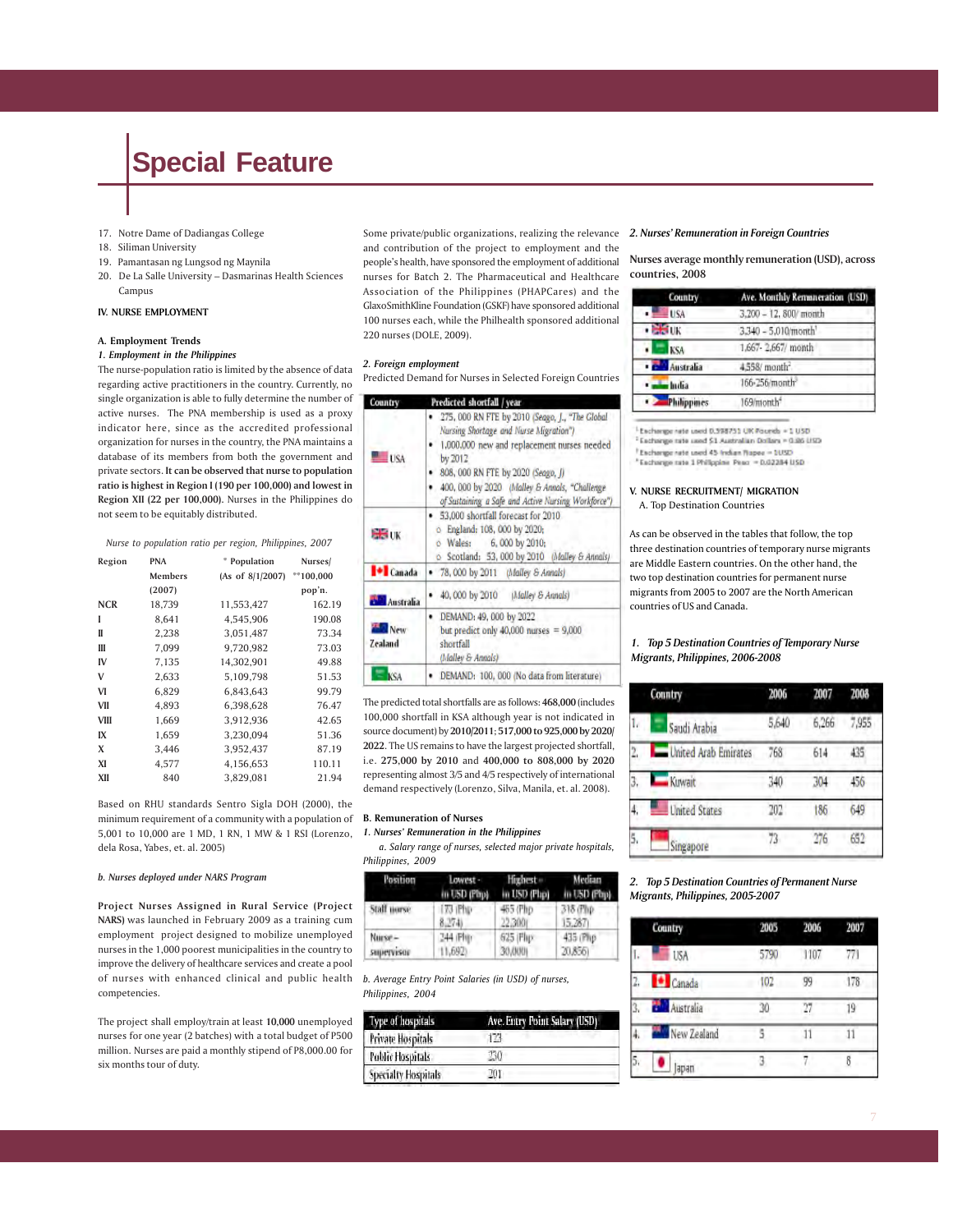# Special Feature

17. Notre Dame of Dadiangas College
18. Siliman University
19. Pamantasan ng Lungsod ng Maynila
20. De La Salle University – Dasmarinas Health Sciences Campus

## IV. NURSE EMPLOYMENT

### A. Employment Trends

*1. Employment in the Philippines*

The nurse-population ratio is limited by the absence of data regarding active practitioners in the country. Currently, no single organization is able to fully determine the number of active nurses. The PNA membership is used as a proxy indicator here, since as the accredited professional organization for nurses in the country, the PNA maintains a database of its members from both the government and private sectors. **It can be observed that nurse to population ratio is highest in Region I (190 per 100,000) and lowest in Region XII (22 per 100,000).** Nurses in the Philippines do not seem to be equitably distributed.

*Nurse to population ratio per region, Philippines, 2007*

| Region | PNA Members (2007) | * Population (As of 8/1/2007) | Nurses/ **100,000 pop'n. |
|---|---|---|---|
| NCR | 18,739 | 11,553,427 | 162.19 |
| I | 8,641 | 4,545,906 | 190.08 |
| II | 2,238 | 3,051,487 | 73.34 |
| III | 7,099 | 9,720,982 | 73.03 |
| IV | 7,135 | 14,302,901 | 49.88 |
| V | 2,633 | 5,109,798 | 51.53 |
| VI | 6,829 | 6,843,643 | 99.79 |
| VII | 4,893 | 6,398,628 | 76.47 |
| VIII | 1,669 | 3,912,936 | 42.65 |
| IX | 1,659 | 3,230,094 | 51.36 |
| X | 3,446 | 3,952,437 | 87.19 |
| XI | 4,577 | 4,156,653 | 110.11 |
| XII | 840 | 3,829,081 | 21.94 |

Based on RHU standards Sentro Sigla DOH (2000), the minimum requirement of a community with a population of 5,001 to 10,000 are 1 MD, 1 RN, 1 MW & 1 RSI (Lorenzo, dela Rosa, Yabes, et. al. 2005)

*b. Nurses deployed under NARS Program*

**Project Nurses Assigned in Rural Service (Project NARS)** was launched in February 2009 as a training cum employment project designed to mobilize unemployed nurses in the 1,000 poorest municipalities in the country to improve the delivery of healthcare services and create a pool of nurses with enhanced clinical and public health competencies.

The project shall employ/train at least **10,000** unemployed nurses for one year (2 batches) with a total budget of P500 million. Nurses are paid a monthly stipend of P8,000.00 for six months tour of duty.

Some private/public organizations, realizing the relevance and contribution of the project to employment and the people's health, have sponsored the employment of additional nurses for Batch 2. The Pharmaceutical and Healthcare Association of the Philippines (PHAPCares) and the GlaxoSmithKline Foundation (GSKF) have sponsored additional 100 nurses each, while the Philhealth sponsored additional 220 nurses (DOLE, 2009).

*2. Foreign employment*

Predicted Demand for Nurses in Selected Foreign Countries

| Country | Predicted shortfall / year |
|---|---|
| USA | • 275, 000 RN FTE by 2010 (*Seago, J., "The Global Nursing Shortage and Nurse Migration"*)<br>• 1,000,000 new and replacement nurses needed by 2012<br>• 808, 000 RN FTE by 2020 (*Seago, J*)<br>• 400, 000 by 2020 (*Malley & Annals, "Challenge of Sustaining a Safe and Active Nursing Workforce"*) |
| UK | • 53,000 shortfall forecast for 2010<br>○ England: 108, 000 by 2020;<br>○ Wales: 6, 000 by 2010;<br>○ Scotland: 53, 000 by 2010 (*Malley & Annals*) |
| Canada | • 78, 000 by 2011 (*Malley & Annals*) |
| Australia | • 40, 000 by 2010 (*Malley & Annals*) |
| New Zealand | • DEMAND: 49, 000 by 2022 but predict only 40,000 nurses = 9,000 shortfall (*Malley & Annals*) |
| KSA | • DEMAND: 100, 000 (No data from literature) |

The predicted total shortfalls are as follows: **468,000** (includes 100,000 shortfall in KSA although year is not indicated in source document) by **2010/2011**; **517,000 to 925,000 by 2020/ 2022**. The US remains to have the largest projected shortfall, i.e. **275,000 by 2010** and **400,000 to 808,000 by 2020** representing almost 3/5 and 4/5 respectively of international demand respectively (Lorenzo, Silva, Manila, et. al. 2008).

### B. Remuneration of Nurses

*1. Nurses' Remuneration in the Philippines*

*a. Salary range of nurses, selected major private hospitals, Philippines, 2009*

| Position | Lowest - in USD (Php) | Highest - in USD (Php) | Median in USD (Php) |
|---|---|---|---|
| Staff nurse | 173 (Php 8,274) | 465 (Php 22,300) | 318 (Php 15,287) |
| Nurse – supervisor | 244 (Php 11,692) | 625 (Php 30,000) | 435 (Php 20,856) |

*b. Average Entry Point Salaries (in USD) of nurses, Philippines, 2004*

| Type of hospitals | Ave. Entry Point Salary (USD) |
|---|---|
| Private Hospitals | 173 |
| Public Hospitals | 230 |
| Specialty Hospitals | 201 |

*2. Nurses' Remuneration in Foreign Countries*

**Nurses average monthly remuneration (USD), across countries, 2008**

| Country | Ave. Monthly Remuneration (USD) |
|---|---|
| USA | 3,200 – 12, 800/ month |
| UK | 3,340 – 5,010/month[1] |
| KSA | 1,667- 2,667/ month |
| Australia | 4,558/ month[2] |
| India | 166-256/month[3] |
| Philippines | 169/month[4] |

[1] Exchange rate used 0.598751 UK Pounds = 1 USD
[2] Exchange rate used $1 Australian Dollars = 0.86 USD
[3] Exchange rate used 45 Indian Rupee = 1USD
[4] Exchange rate 1 Philippine Peso = 0.02284 USD

## V. NURSE RECRUITMENT/ MIGRATION

A. Top Destination Countries

As can be observed in the tables that follow, the top three destination countries of temporary nurse migrants are Middle Eastern countries. On the other hand, the two top destination countries for permanent nurse migrants from 2005 to 2007 are the North American countries of US and Canada.

*1. Top 5 Destination Countries of Temporary Nurse Migrants, Philippines, 2006-2008*

| | Country | 2006 | 2007 | 2008 |
|---|---|---|---|---|
| 1. | Saudi Arabia | 5,640 | 6,266 | 7,955 |
| 2. | United Arab Emirates | 768 | 614 | 435 |
| 3. | Kuwait | 340 | 304 | 456 |
| 4. | United States | 202 | 186 | 649 |
| 5. | Singapore | 73 | 276 | 652 |

*2. Top 5 Destination Countries of Permanent Nurse Migrants, Philippines, 2005-2007*

| | Country | 2005 | 2006 | 2007 |
|---|---|---|---|---|
| 1. | USA | 5790 | 1107 | 771 |
| 2. | Canada | 102 | 99 | 178 |
| 3. | Australia | 30 | 27 | 19 |
| 4. | New Zealand | 5 | 11 | 11 |
| 5. | Japan | 3 | 7 | 8 |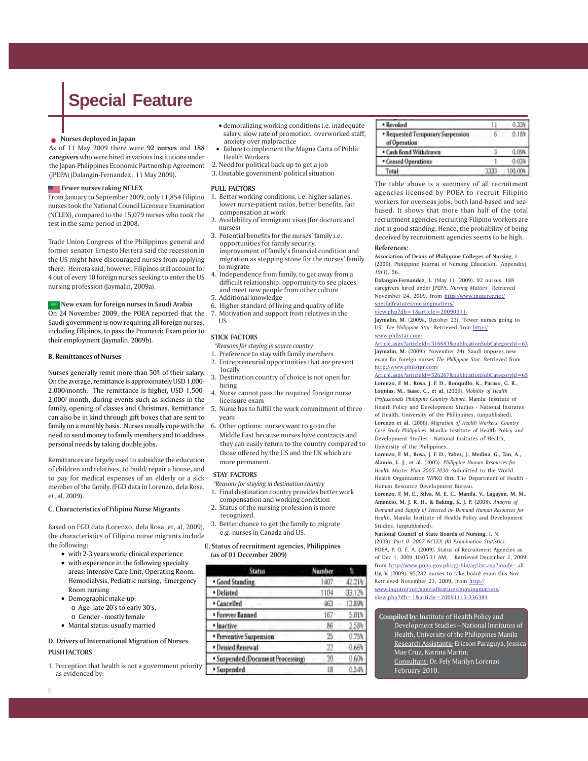# Special Feature

**Nurses deployed in Japan**

As of 11 May 2009 there were **92 nurses** and **188 caregivers** who were hired in various institutions under the Japan-Philippines Economic Partnership Agreement (JPEPA) (Dalangin-Fernandez, 11 May 2009).

**Fewer nurses taking NCLEX**

From January to September 2009, only 11,854 Filipino nurses took the National Council Licensure Examination (NCLEX), compared to the 15,079 nurses who took the test in the same period in 2008.

Trade Union Congress of the Philippines general and former senator Ernesto Herrera said the recession in the US might have discouraged nurses from applying there. Herrera said, however, Filipinos still account for 4 out of every 10 foreign nurses seeking to enter the US nursing profession (Jaymalin, 2009a).

**New exam for foreign nurses in Saudi Arabia**

On 24 November 2009, the POEA reported that the Saudi government is now requiring all foreign nurses, including Filipinos, to pass the Prometric Exam prior to their employment (Jaymalin, 2009b).

### B. Remittances of Nurses

Nurses generally remit more than 50% of their salary. On the average, remittance is approximately USD 1,000-2,000/month. The remittance is higher, USD 1,500-2,000/ month, during events such as sickness in the family, opening of classes and Christmas. Remittance can also be in kind through gift boxes that are sent to family on a monthly basis. Nurses usually cope with the need to send money to family members and to address personal needs by taking double jobs.

Remittances are largely used to subsidize the education of children and relatives, to build/ repair a house, and to pay for medical expenses of an elderly or a sick member of the family. (FGD data in Lorenzo, dela Rosa, et, al, 2009).

### C. Characteristics of Filipino Nurse Migrants

Based on FGD data (Lorenzo, dela Rosa, et, al, 2009), the characteristics of Filipino nurse migrants include the following:

- with 2-3 years work/ clinical experience
- with experience in the following specialty areas: Intensive Care Unit, Operating Room, Hemodialysis, Pediatric nursing, Emergency Room nursing
- Demographic make-up:
  - Age- late 20's to early 30's,
  - Gender - mostly female
- Marital status: usually married

### D. Drivers of International Migration of Nurses

**PUSH FACTORS**

1. Perception that health is not a government priority as evidenced by:
   - demoralizing working conditions i.e. inadequate salary, slow rate of promotion, overworked staff, anxiety over malpractice
   - failure to implement the Magna Carta of Public Health Workers
2. Need for political back up to get a job
3. Unstable government/ political situation

**PULL FACTORS**

1. Better working conditions, i.e. higher salaries, lower nurse-patient ratios, better benefits, fair compensation at work
2. Availability of immigrant visas (for doctors and nurses)
3. Potential benefits for the nurses' family i.e. opportunities for family security, improvement of family's financial condition and migration as stepping stone for the nurses' family to migrate
4. Independence from family, to get away from a difficult relationship, opportunity to see places and meet new people from other culture
5. Additional knowledge
6. Higher standard of living and quality of life
7. Motivation and support from relatives in the US

**STICK FACTORS**

*Reasons for staying in source country*

1. Preference to stay with family members
2. Entrepreneurial opportunities that are present locally
3. Destination country of choice is not open for hiring
4. Nurse cannot pass the required foreign nurse licensure exam
5. Nurse has to fulfill the work commitment of three years
6. Other options: nurses want to go to the Middle East because nurses have contracts and they can easily return to the country compared to those offered by the US and the UK which are more permanent.

**STAY FACTORS**

*Reasons for staying in destination country*

1. Final destination country provides better work compensation and working condition
2. Status of the nursing profession is more recognized.
3. Better chance to get the family to migrate e.g. nurses in Canada and US.

### E. Status of recruitment agencies, Philippines (as of 01 December 2009)

| Status | Number | % |
|---|---|---|
| Good Standing | 1407 | 42.21% |
| Delisted | 1104 | 33.12% |
| Cancelled | 463 | 13.89% |
| Forever Banned | 167 | 5.01% |
| Inactive | 86 | 2.58% |
| Preventive Suspension | 25 | 0.75% |
| Denied Renewal | 22 | 0.66% |
| Suspended (Document Processing) | 20 | 0.60% |
| Suspended | 18 | 0.54% |
| Revoked | 11 | 0.33% |
| Requested Temporary Suspension of Operation | 6 | 0.18% |
| Cash Bond Withdrawn | 3 | 0.09% |
| Ceased Operations | 1 | 0.03% |
| Total | 3333 | 100.00% |

The table above is a summary of all recruitment agencies licensed by POEA to recruit Filipino workers for overseas jobs, both land-based and sea-based. It shows that more than half of the total recruitment agencies recruiting Filipino workers are not in good standing. Hence, the probability of being deceived by recruitment agencies seems to be high.

**References:**

**Association of Deans of Philippine Colleges of Nursing**, I. (2009). Philippine Journal of Nursing Education. [Appendix]. *19*(1), 56.

**Dalangin-Fernandez, L.** (May 11, 2009). 92 nurses, 188 caregivers hired under JPEPA. *Nursing Matters* Retrieved November 24, 2009, from http://www.inquirer.net/specialfeatures/nursingmatters/view.php?db=1&article=20090511-

**Jaymalin, M.** (2009a, October 23). 'Fewer nurses going to US'. *The Philippine Star*. Retrieved from http://www.philstar.com/Article.aspx?articleId=516683&publicationSubCategoryId=63

**Jaymalin, M.** (2009b, November 24). Saudi imposes new exam for foreign nurses *The Philippine Star*. Retrieved from http://www.philstar.com/Article.aspx?articleId=526267&publicationSubCategoryId=65

**Lorenzo, F. M., Rosa, J. F. D., Ronquillo, K., Paraso, G. R., Loquias, M., Isaac, C., et al.** (2009). *Mobility of Health Professionals Philippine Country Report*. Manila: Institute of Health Policy and Development Studies - National Insitutes of Health, University of the Philippines. (unpublished).

**Lorenzo et al.** (2006). *Migration of Health Workers: Country Case Study Philippines*. Manila: Institute of Health Policy and Development Studies - National Insitutes of Health, University of the Philippines.

**Lorenzo, F. M., Rosa, J. F. D., Yabes, J., Medina, G., Tan, A., Alamin, L. J., et al.** (2005). *Philippine Human Resources for Health Master Plan 2005-2030*: Submitted to the World Health Organization WPRO thru The Department of Health - Human Resource Development Bureau.

**Lorenzo, F. M. E., Silva, M. E. C., Manila, V., Lagayan, M. M., Amancio, M. J. R. H., & Baking, K. J. P.** (2008). *Analysis of Demand and Supply of Selected In- Demand Human Resources for Health*. Manila: Institute of Health Policy and Development Studies. (unpublished).

**National Council of State Boards of Nursing**, I. N. (2009). *Part II- 2007 NCLEX (R) Examination Statistics*.

POEA, P. O. E. A. (2009). Status of Recruitment Agencies as of Dec 1, 2009 10:05:31 AM. Retrieved December 2, 2009, from http://www.poea.gov.ph/cgi-bin/agList.asp?mode=all

Uy, V. (2009). 95,282 nurses to take board exam this Nov. Retrieved November 23, 2009, from http://www.inquirer.net/specialfeatures/nursingmatters/view.php?db=1&article=20091115-236384

**Compiled by:** Institute of Health Policy and Development Studies – National Institutes of Health, University of the Philippines Manila
Research Assistants: Ericson Paraguya, Jessica Mae Cruz, Katrina Martin;
Consultant: Dr. Fely Marilyn Lorenzo
February 2010.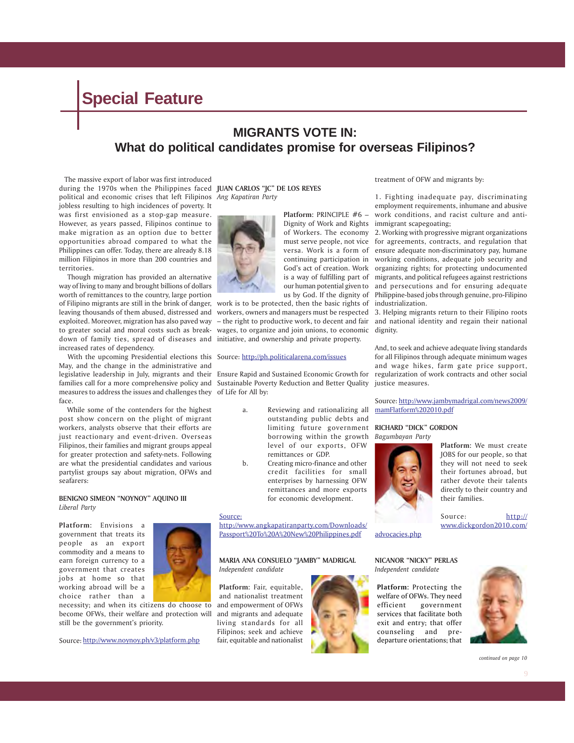## Special Feature

# MIGRANTS VOTE IN:
## What do political candidates promise for overseas Filipinos?

The massive export of labor was first introduced during the 1970s when the Philippines faced political and economic crises that left Filipinos jobless resulting to high incidences of poverty. It was first envisioned as a stop-gap measure. However, as years passed, Filipinos continue to make migration as an option due to better opportunities abroad compared to what the Philippines can offer. Today, there are already 8.18 million Filipinos in more than 200 countries and territories.

Though migration has provided an alternative way of living to many and brought billions of dollars worth of remittances to the country, large portion of Filipino migrants are still in the brink of danger, leaving thousands of them abused, distressed and exploited. Moreover, migration has also paved way to greater social and moral costs such as break-down of family ties, spread of diseases and increased rates of dependency.

With the upcoming Presidential elections this May, and the change in the administrative and legislative leadership in July, migrants and their families call for a more comprehensive policy and measures to address the issues and challenges they face.

While some of the contenders for the highest post show concern on the plight of migrant workers, analysts observe that their efforts are just reactionary and event-driven. Overseas Filipinos, their families and migrant groups appeal for greater protection and safety-nets. Following are what the presidential candidates and various partylist groups say about migration, OFWs and seafarers:

**BENIGNO SIMEON "NOYNOY" AQUINO III**
*Liberal Party*

**Platform**: Envisions a government that treats its people as an export commodity and a means to earn foreign currency to a government that creates jobs at home so that working abroad will be a choice rather than a necessity; and when its citizens do choose to become OFWs, their welfare and protection will still be the government's priority.

Source: http://www.noynoy.ph/v3/platform.php

**JUAN CARLOS "JC" DE LOS REYES**
*Ang Kapatiran Party*

**Platform**: PRINCIPLE #6 – Dignity of Work and Rights of Workers. The economy must serve people, not vice versa. Work is a form of continuing participation in God's act of creation. Work is a way of fulfilling part of our human potential given to us by God. If the dignity of work is to be protected, then the basic rights of workers, owners and managers must be respected – the right to productive work, to decent and fair wages, to organize and join unions, to economic initiative, and ownership and private property.

Source: http://ph.politicalarena.com/issues

Ensure Rapid and Sustained Economic Growth for Sustainable Poverty Reduction and Better Quality of Life for All by:

a. Reviewing and rationalizing all outstanding public debts and limiting future government borrowing within the growth level of our exports, OFW remittances or GDP.
b. Creating micro-finance and other credit facilities for small enterprises by harnessing OFW remittances and more exports for economic development.

Source: http://www.angkapatiranparty.com/Downloads/Passport%20To%20A%20New%20Philippines.pdf

**MARIA ANA CONSUELO "JAMBY" MADRIGAL**
*Independent candidate*

**Platform**: Fair, equitable, and nationalist treatment and empowerment of OFWs and migrants and adequate living standards for all Filipinos; seek and achieve fair, equitable and nationalist treatment of OFW and migrants by:

1. Fighting inadequate pay, discriminating employment requirements, inhumane and abusive work conditions, and racist culture and anti-immigrant scapegoating;
2. Working with progressive migrant organizations for agreements, contracts, and regulation that ensure adequate non-discriminatory pay, humane working conditions, adequate job security and organizing rights; for protecting undocumented migrants, and political refugees against restrictions and persecutions and for ensuring adequate Philippine-based jobs through genuine, pro-Filipino industrialization.
3. Helping migrants return to their Filipino roots and national identity and regain their national dignity.

And, to seek and achieve adequate living standards for all Filipinos through adequate minimum wages and wage hikes, farm gate price support, regularization of work contracts and other social justice measures.

Source: http://www.jambymadrigal.com/news2009/mamFlatform%202010.pdf

**RICHARD "DICK" GORDON**
*Bagumbayan Party*

**Platform**: We must create JOBS for our people, so that they will not need to seek their fortunes abroad, but rather devote their talents directly to their country and their families.

Source: http://www.dickgordon2010.com/advocacies.php

**NICANOR "NICKY" PERLAS**
*Independent candidate*

**Platform**: Protecting the welfare of OFWs. They need efficient government services that facilitate both exit and entry; that offer counseling and pre-departure orientations; that

*continued on page 10*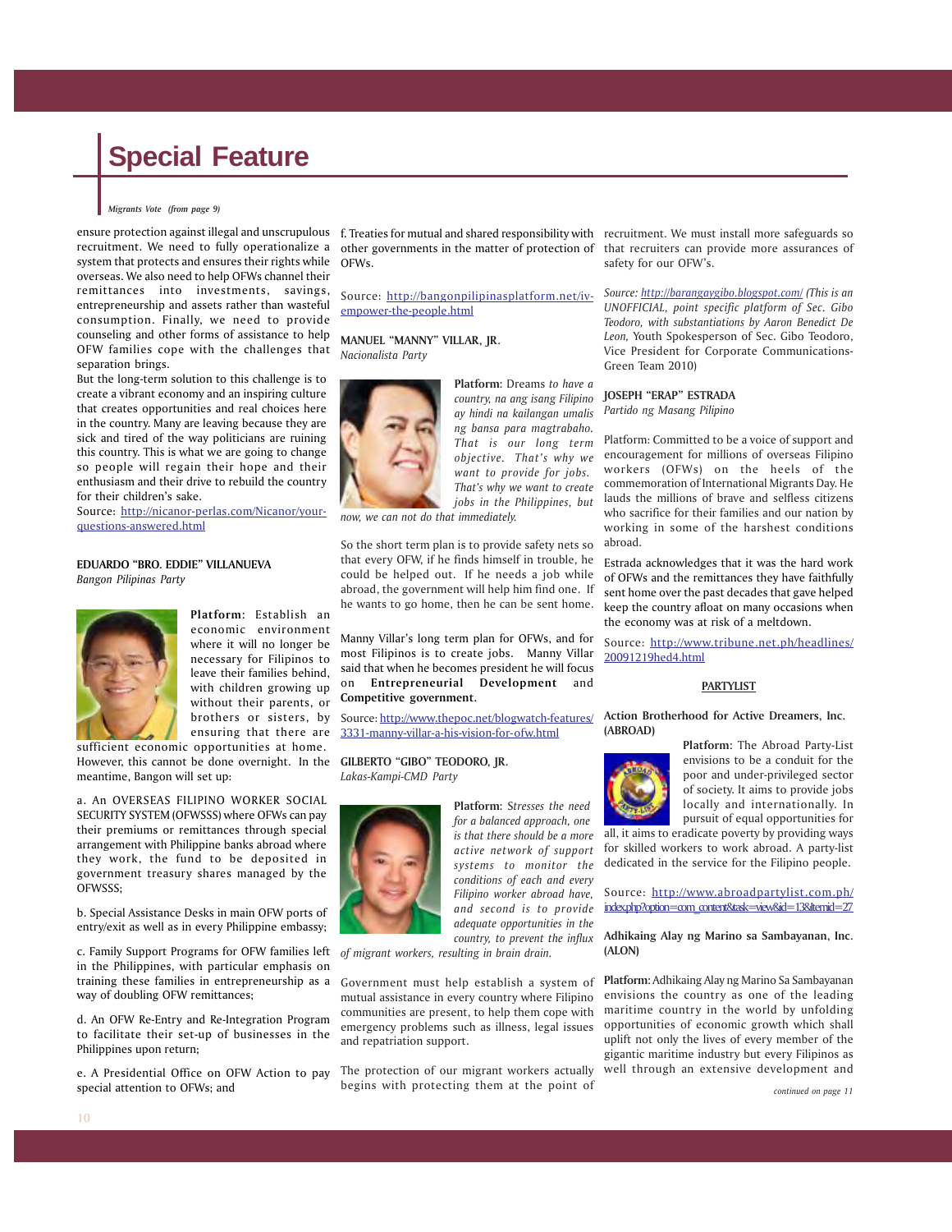# Special Feature

*Migrants Vote (from page 9)*

ensure protection against illegal and unscrupulous recruitment. We need to fully operationalize a system that protects and ensures their rights while overseas. We also need to help OFWs channel their remittances into investments, savings, entrepreneurship and assets rather than wasteful consumption. Finally, we need to provide counseling and other forms of assistance to help OFW families cope with the challenges that separation brings.

But the long-term solution to this challenge is to create a vibrant economy and an inspiring culture that creates opportunities and real choices here in the country. Many are leaving because they are sick and tired of the way politicians are ruining this country. This is what we are going to change so people will regain their hope and their enthusiasm and their drive to rebuild the country for their children's sake.

Source: http://nicanor-perlas.com/Nicanor/your-questions-answered.html

**EDUARDO "BRO. EDDIE" VILLANUEVA**
*Bangon Pilipinas Party*

**Platform:** Establish an economic environment where it will no longer be necessary for Filipinos to leave their families behind, with children growing up without their parents, or brothers or sisters, by ensuring that there are sufficient economic opportunities at home. However, this cannot be done overnight. In the meantime, Bangon will set up:

a. An OVERSEAS FILIPINO WORKER SOCIAL SECURITY SYSTEM (OFWSSS) where OFWs can pay their premiums or remittances through special arrangement with Philippine banks abroad where they work, the fund to be deposited in government treasury shares managed by the OFWSSS;

b. Special Assistance Desks in main OFW ports of entry/exit as well as in every Philippine embassy;

c. Family Support Programs for OFW families left in the Philippines, with particular emphasis on training these families in entrepreneurship as a way of doubling OFW remittances;

d. An OFW Re-Entry and Re-Integration Program to facilitate their set-up of businesses in the Philippines upon return;

e. A Presidential Office on OFW Action to pay special attention to OFWs; and

f. Treaties for mutual and shared responsibility with other governments in the matter of protection of OFWs.

Source: http://bangonpilipinasplatform.net/iv-empower-the-people.html

**MANUEL "MANNY" VILLAR, JR.**
*Nacionalista Party*

**Platform:** Dreams *to have a country, na ang isang Filipino ay hindi na kailangan umalis ng bansa para magtrabaho. That is our long term objective. That's why we want to provide for jobs. That's why we want to create jobs in the Philippines, but now, we can not do that immediately.*

So the short term plan is to provide safety nets so that every OFW, if he finds himself in trouble, he could be helped out. If he needs a job while abroad, the government will help him find one. If he wants to go home, then he can be sent home.

Manny Villar's long term plan for OFWs, and for most Filipinos is to create jobs. Manny Villar said that when he becomes president he will focus on **Entrepreneurial Development** and **Competitive government**.

Source: http://www.thepoc.net/blogwatch-features/3331-manny-villar-a-his-vision-for-ofw.html

**GILBERTO "GIBO" TEODORO, JR.**
*Lakas-Kampi-CMD Party*

**Platform:** *Stresses the need for a balanced approach, one is that there should be a more active network of support systems to monitor the conditions of each and every Filipino worker abroad have, and second is to provide adequate opportunities in the country, to prevent the influx of migrant workers, resulting in brain drain.*

Government must help establish a system of mutual assistance in every country where Filipino communities are present, to help them cope with emergency problems such as illness, legal issues and repatriation support.

The protection of our migrant workers actually begins with protecting them at the point of recruitment. We must install more safeguards so that recruiters can provide more assurances of safety for our OFW's.

*Source: http://barangaygibo.blogspot.com/ (This is an UNOFFICIAL, point specific platform of Sec. Gibo Teodoro, with substantiations by Aaron Benedict De Leon,* Youth Spokesperson of Sec. Gibo Teodoro, Vice President for Corporate Communications-Green Team 2010)

**JOSEPH "ERAP" ESTRADA**
*Partido ng Masang Pilipino*

Platform: Committed to be a voice of support and encouragement for millions of overseas Filipino workers (OFWs) on the heels of the commemoration of International Migrants Day. He lauds the millions of brave and selfless citizens who sacrifice for their families and our nation by working in some of the harshest conditions abroad.

Estrada acknowledges that it was the hard work of OFWs and the remittances they have faithfully sent home over the past decades that gave helped keep the country afloat on many occasions when the economy was at risk of a meltdown.

Source: http://www.tribune.net.ph/headlines/20091219hed4.html

**PARTYLIST**

**Action Brotherhood for Active Dreamers, Inc. (ABROAD)**

**Platform:** The Abroad Party-List envisions to be a conduit for the poor and under-privileged sector of society. It aims to provide jobs locally and internationally. In pursuit of equal opportunities for all, it aims to eradicate poverty by providing ways for skilled workers to work abroad. A party-list dedicated in the service for the Filipino people.

Source: http://www.abroadpartylist.com.ph/index.php?option=com_content&task=view&id=13&Itemid=27

**Adhikaing Alay ng Marino sa Sambayanan, Inc. (ALON)**

**Platform:** Adhikaing Alay ng Marino Sa Sambayanan envisions the country as one of the leading maritime country in the world by unfolding opportunities of economic growth which shall uplift not only the lives of every member of the gigantic maritime industry but every Filipinos as well through an extensive development and

*continued on page 11*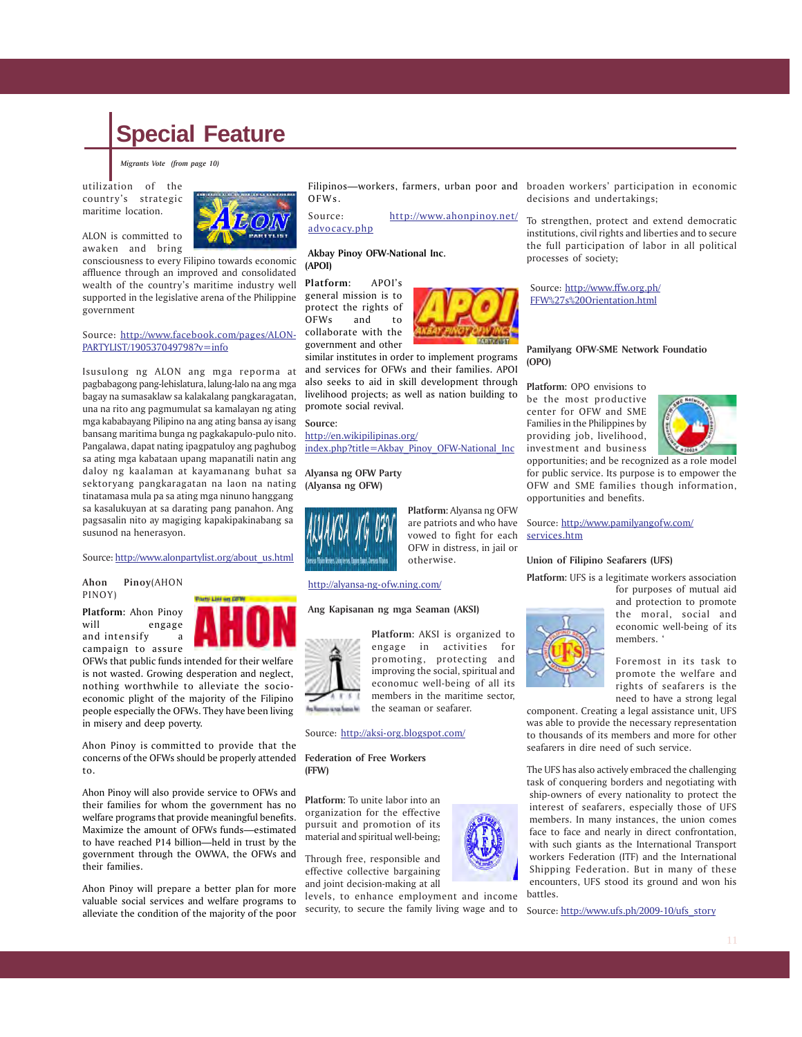# Special Feature

*Migrants Vote (from page 10)*

utilization of the country's strategic maritime location.

ALON is committed to awaken and bring consciousness to every Filipino towards economic affluence through an improved and consolidated wealth of the country's maritime industry well supported in the legislative arena of the Philippine government

Source: http://www.facebook.com/pages/ALON-PARTYLIST/190537049798?v=info

Isusulong ng ALON ang mga reporma at pagbabagong pang-lehislatura, lalung-lalo na ang mga bagay na sumasaklaw sa kalakalang pangkaragatan, una na rito ang pagmumulat sa kamalayan ng ating mga kababayang Pilipino na ang ating bansa ay isang bansang maritima bunga ng pagkakapulo-pulo nito. Pangalawa, dapat nating ipagpatuloy ang paghubog sa ating mga kabataan upang mapanatili natin ang daloy ng kaalaman at kayamanang buhat sa sektoryang pangkaragatan na laon na nating tinatamasa mula pa sa ating mga ninuno hanggang sa kasalukuyan at sa darating pang panahon. Ang pagsasalin nito ay magiging kapakipakinabang sa susunod na henerasyon.

Source: http://www.alonpartylist.org/about_us.html

**Ahon Pinoy**(AHON PINOY)

**Platform:** Ahon Pinoy will engage and intensify a campaign to assure OFWs that public funds intended for their welfare is not wasted. Growing desperation and neglect, nothing worthwhile to alleviate the socio-economic plight of the majority of the Filipino people especially the OFWs. They have been living in misery and deep poverty.

Ahon Pinoy is committed to provide that the concerns of the OFWs should be properly attended to.

Ahon Pinoy will also provide service to OFWs and their families for whom the government has no welfare programs that provide meaningful benefits. Maximize the amount of OFWs funds—estimated to have reached P14 billion—held in trust by the government through the OWWA, the OFWs and their families.

Ahon Pinoy will prepare a better plan for more valuable social services and welfare programs to alleviate the condition of the majority of the poor Filipinos—workers, farmers, urban poor and OFWs.

Source: http://www.ahonpinoy.net/advocacy.php

**Akbay Pinoy OFW-National Inc. (APOI)**

**Platform:** APOI's general mission is to protect the rights of OFWs and to collaborate with the government and other similar institutes in order to implement programs and services for OFWs and their families. APOI also seeks to aid in skill development through livelihood projects; as well as nation building to promote social revival.

**Source:**
http://en.wikipilipinas.org/index.php?title=Akbay_Pinoy_OFW-National_Inc

**Alyansa ng OFW Party (Alyansa ng OFW)**

**Platform:** Alyansa ng OFW are patriots and who have vowed to fight for each OFW in distress, in jail or otherwise.

http://alyansa-ng-ofw.ning.com/

**Ang Kapisanan ng mga Seaman (AKSI)**

**Platform:** AKSI is organized to engage in activities for promoting, protecting and improving the social, spiritual and economuc well-being of all its members in the maritime sector, the seaman or seafarer.

Source: http://aksi-org.blogspot.com/

**Federation of Free Workers (FFW)**

**Platform:** To unite labor into an organization for the effective pursuit and promotion of its material and spiritual well-being;

Through free, responsible and effective collective bargaining and joint decision-making at all levels, to enhance employment and income security, to secure the family living wage and to broaden workers' participation in economic decisions and undertakings;

To strengthen, protect and extend democratic institutions, civil rights and liberties and to secure the full participation of labor in all political processes of society;

Source: http://www.ffw.org.ph/FFW%27s%20Orientation.html

**Pamilyang OFW-SME Network Foundatio (OPO)**

**Platform:** OPO envisions to be the most productive center for OFW and SME Families in the Philippines by providing job, livelihood, investment and business opportunities; and be recognized as a role model for public service. Its purpose is to empower the OFW and SME families though information, opportunities and benefits.

Source: http://www.pamilyangofw.com/services.htm

**Union of Filipino Seafarers (UFS)**

**Platform:** UFS is a legitimate workers association for purposes of mutual aid and protection to promote the moral, social and economic well-being of its members. '

Foremost in its task to promote the welfare and rights of seafarers is the need to have a strong legal component. Creating a legal assistance unit, UFS was able to provide the necessary representation to thousands of its members and more for other seafarers in dire need of such service.

The UFS has also actively embraced the challenging task of conquering borders and negotiating with ship-owners of every nationality to protect the interest of seafarers, especially those of UFS members. In many instances, the union comes face to face and nearly in direct confrontation, with such giants as the International Transport workers Federation (ITF) and the International Shipping Federation. But in many of these encounters, UFS stood its ground and won his battles.

Source: http://www.ufs.ph/2009-10/ufs_story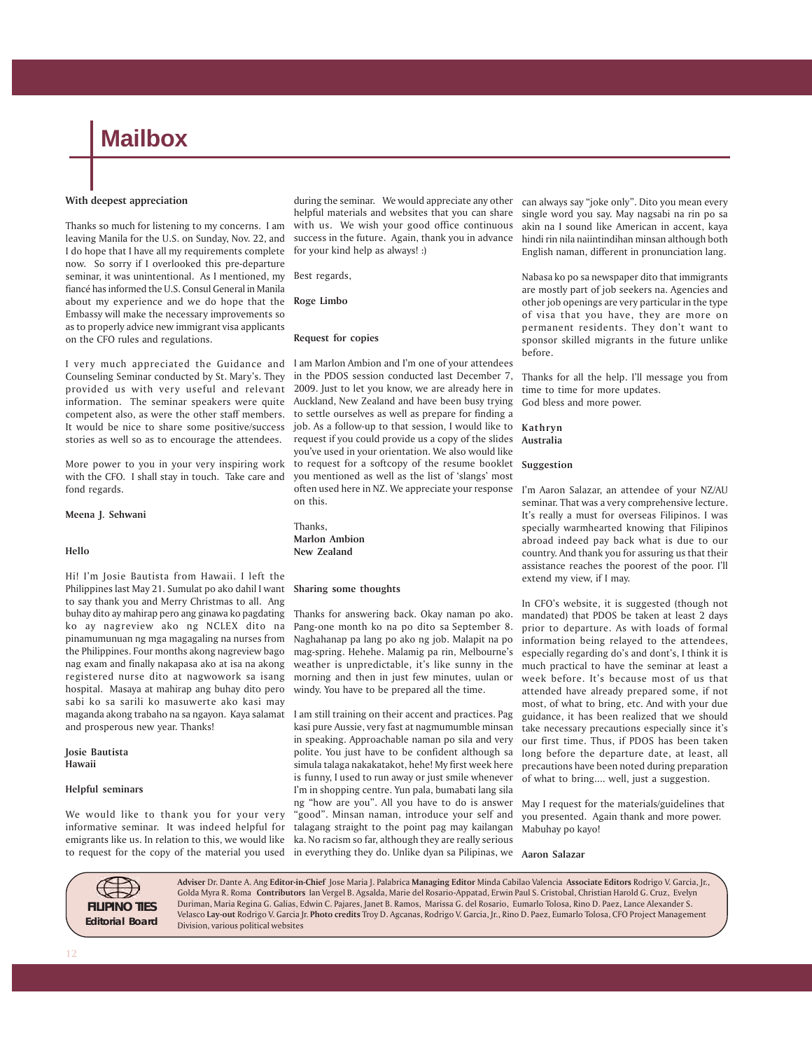# Mailbox

### With deepest appreciation

Thanks so much for listening to my concerns. I am leaving Manila for the U.S. on Sunday, Nov. 22, and I do hope that I have all my requirements complete now. So sorry if I overlooked this pre-departure seminar, it was unintentional. As I mentioned, my fiancé has informed the U.S. Consul General in Manila about my experience and we do hope that the Embassy will make the necessary improvements so as to properly advice new immigrant visa applicants on the CFO rules and regulations.

I very much appreciated the Guidance and Counseling Seminar conducted by St. Mary's. They provided us with very useful and relevant information. The seminar speakers were quite competent also, as were the other staff members. It would be nice to share some positive/success stories as well so as to encourage the attendees.

More power to you in your very inspiring work with the CFO. I shall stay in touch. Take care and fond regards.

**Meena J. Sehwani**

### Hello

Hi! I'm Josie Bautista from Hawaii. I left the Philippines last May 21. Sumulat po ako dahil I want to say thank you and Merry Christmas to all. Ang buhay dito ay mahirap pero ang ginawa ko pagdating ko ay nagreview ako ng NCLEX dito na pinamumunuan ng mga magagaling na nurses from the Philippines. Four months akong nagreview bago nag exam and finally nakapasa ako at isa na akong registered nurse dito at nagwowork sa isang hospital. Masaya at mahirap ang buhay dito pero sabi ko sa sarili ko masuwerte ako kasi may maganda akong trabaho na sa ngayon. Kaya salamat and prosperous new year. Thanks!

**Josie Bautista**
**Hawaii**

### Helpful seminars

We would like to thank you for your very informative seminar. It was indeed helpful for emigrants like us. In relation to this, we would like to request for the copy of the material you used during the seminar. We would appreciate any other helpful materials and websites that you can share with us. We wish your good office continuous success in the future. Again, thank you in advance for your kind help as always! :)

Best regards,

**Roge Limbo**

### Request for copies

I am Marlon Ambion and I'm one of your attendees in the PDOS session conducted last December 7, 2009. Just to let you know, we are already here in Auckland, New Zealand and have been busy trying to settle ourselves as well as prepare for finding a job. As a follow-up to that session, I would like to request if you could provide us a copy of the slides you've used in your orientation. We also would like to request for a softcopy of the resume booklet you mentioned as well as the list of 'slangs' most often used here in NZ. We appreciate your response on this.

Thanks,
**Marlon Ambion**
**New Zealand**

### Sharing some thoughts

Thanks for answering back. Okay naman po ako. Pang-one month ko na po dito sa September 8. Naghahanap pa lang po ako ng job. Malapit na po mag-spring. Hehehe. Malamig pa rin, Melbourne's weather is unpredictable, it's like sunny in the morning and then in just few minutes, uulan or windy. You have to be prepared all the time.

I am still training on their accent and practices. Pag kasi pure Aussie, very fast at nagmumumble minsan in speaking. Approachable naman po sila and very polite. You just have to be confident although sa simula talaga nakakatakot, hehe! My first week here is funny, I used to run away or just smile whenever I'm in shopping centre. Yun pala, bumabati lang sila ng "how are you". All you have to do is answer "good". Minsan naman, introduce your self and talagang straight to the point pag may kailangan ka. No racism so far, although they are really serious in everything they do. Unlike dyan sa Pilipinas, we can always say "joke only". Dito you mean every single word you say. May nagsabi na rin po sa akin na I sound like American in accent, kaya hindi rin nila naiintindihan minsan although both English naman, different in pronunciation lang.

Nabasa ko po sa newspaper dito that immigrants are mostly part of job seekers na. Agencies and other job openings are very particular in the type of visa that you have, they are more on permanent residents. They don't want to sponsor skilled migrants in the future unlike before.

Thanks for all the help. I'll message you from time to time for more updates.
God bless and more power.

**Kathryn**
**Australia**

### Suggestion

I'm Aaron Salazar, an attendee of your NZ/AU seminar. That was a very comprehensive lecture. It's really a must for overseas Filipinos. I was specially warmhearted knowing that Filipinos abroad indeed pay back what is due to our country. And thank you for assuring us that their assistance reaches the poorest of the poor. I'll extend my view, if I may.

In CFO's website, it is suggested (though not mandated) that PDOS be taken at least 2 days prior to departure. As with loads of formal information being relayed to the attendees, especially regarding do's and dont's, I think it is much practical to have the seminar at least a week before. It's because most of us that attended have already prepared some, if not most, of what to bring, etc. And with your due guidance, it has been realized that we should take necessary precautions especially since it's our first time. Thus, if PDOS has been taken long before the departure date, at least, all precautions have been noted during preparation of what to bring.... well, just a suggestion.

May I request for the materials/guidelines that you presented. Again thank and more power. Mabuhay po kayo!

**Aaron Salazar**

---

**FILIPINO TIES Editorial Board**

**Adviser** Dr. Dante A. Ang **Editor-in-Chief** Jose Maria J. Palabrica **Managing Editor** Minda Cabilao Valencia **Associate Editors** Rodrigo V. Garcia, Jr., Golda Myra R. Roma **Contributors** Ian Vergel B. Agsalda, Marie del Rosario-Appatad, Erwin Paul S. Cristobal, Christian Harold G. Cruz, Evelyn Duriman, Maria Regina G. Galias, Edwin C. Pajares, Janet B. Ramos, Marissa G. del Rosario, Eumarlo Tolosa, Rino D. Paez, Lance Alexander S. Velasco **Lay-out** Rodrigo V. Garcia Jr. **Photo credits** Troy D. Agcanas, Rodrigo V. Garcia, Jr., Rino D. Paez, Eumarlo Tolosa, CFO Project Management Division, various political websites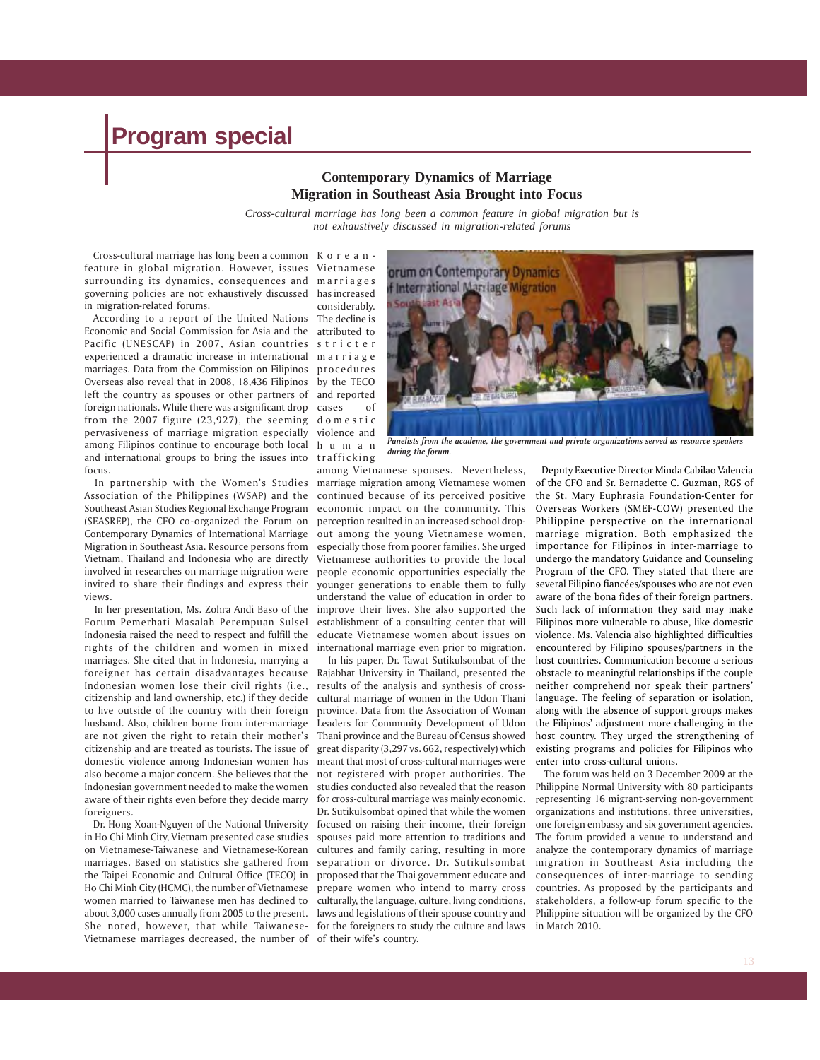# Program special

## Contemporary Dynamics of Marriage Migration in Southeast Asia Brought into Focus

*Cross-cultural marriage has long been a common feature in global migration but is not exhaustively discussed in migration-related forums*

Cross-cultural marriage has long been a common feature in global migration. However, issues surrounding its dynamics, consequences and governing policies are not exhaustively discussed in migration-related forums.

According to a report of the United Nations Economic and Social Commission for Asia and the Pacific (UNESCAP) in 2007, Asian countries experienced a dramatic increase in international marriages. Data from the Commission on Filipinos Overseas also reveal that in 2008, 18,436 Filipinos left the country as spouses or other partners of foreign nationals. While there was a significant drop from the 2007 figure (23,927), the seeming pervasiveness of marriage migration especially among Filipinos continue to encourage both local and international groups to bring the issues into focus.

In partnership with the Women's Studies Association of the Philippines (WSAP) and the Southeast Asian Studies Regional Exchange Program (SEASREP), the CFO co-organized the Forum on Contemporary Dynamics of International Marriage Migration in Southeast Asia. Resource persons from Vietnam, Thailand and Indonesia who are directly involved in researches on marriage migration were invited to share their findings and express their views.

In her presentation, Ms. Zohra Andi Baso of the Forum Pemerhati Masalah Perempuan Sulsel Indonesia raised the need to respect and fulfill the rights of the children and women in mixed marriages. She cited that in Indonesia, marrying a foreigner has certain disadvantages because Indonesian women lose their civil rights (i.e., citizenship and land ownership, etc.) if they decide to live outside of the country with their foreign husband. Also, children borne from inter-marriage are not given the right to retain their mother's citizenship and are treated as tourists. The issue of domestic violence among Indonesian women has also become a major concern. She believes that the Indonesian government needed to make the women aware of their rights even before they decide marry foreigners.

Dr. Hong Xoan-Nguyen of the National University in Ho Chi Minh City, Vietnam presented case studies on Vietnamese-Taiwanese and Vietnamese-Korean marriages. Based on statistics she gathered from the Taipei Economic and Cultural Office (TECO) in Ho Chi Minh City (HCMC), the number of Vietnamese women married to Taiwanese men has declined to about 3,000 cases annually from 2005 to the present. She noted, however, that while Taiwanese-Vietnamese marriages decreased, the number of Korean-Vietnamese marriages has increased considerably. The decline is attributed to stricter marriage procedures by the TECO and reported cases of domestic violence and human trafficking among Vietnamese spouses. Nevertheless, marriage migration among Vietnamese women continued because of its perceived positive economic impact on the community. This perception resulted in an increased school drop-out among the young Vietnamese women, especially those from poorer families. She urged Vietnamese authorities to provide the local people economic opportunities especially the younger generations to enable them to fully understand the value of education in order to improve their lives. She also supported the establishment of a consulting center that will educate Vietnamese women about issues on international marriage even prior to migration.

*Panelists from the academe, the government and private organizations served as resource speakers during the forum.*

In his paper, Dr. Tawat Sutikulsombat of the Rajabhat University in Thailand, presented the results of the analysis and synthesis of cross-cultural marriage of women in the Udon Thani province. Data from the Association of Woman Leaders for Community Development of Udon Thani province and the Bureau of Census showed great disparity (3,297 vs. 662, respectively) which meant that most of cross-cultural marriages were not registered with proper authorities. The studies conducted also revealed that the reason for cross-cultural marriage was mainly economic. Dr. Sutikulsombat opined that while the women focused on raising their income, their foreign spouses paid more attention to traditions and cultures and family caring, resulting in more separation or divorce. Dr. Sutikulsombat proposed that the Thai government educate and prepare women who intend to marry cross culturally, the language, culture, living conditions, laws and legislations of their spouse country and for the foreigners to study the culture and laws of their wife's country.

Deputy Executive Director Minda Cabilao Valencia of the CFO and Sr. Bernadette C. Guzman, RGS of the St. Mary Euphrasia Foundation-Center for Overseas Workers (SMEF-COW) presented the Philippine perspective on the international marriage migration. Both emphasized the importance for Filipinos in inter-marriage to undergo the mandatory Guidance and Counseling Program of the CFO. They stated that there are several Filipino fiancées/spouses who are not even aware of the bona fides of their foreign partners. Such lack of information they said may make Filipinos more vulnerable to abuse, like domestic violence. Ms. Valencia also highlighted difficulties encountered by Filipino spouses/partners in the host countries. Communication become a serious obstacle to meaningful relationships if the couple neither comprehend nor speak their partners' language. The feeling of separation or isolation, along with the absence of support groups makes the Filipinos' adjustment more challenging in the host country. They urged the strengthening of existing programs and policies for Filipinos who enter into cross-cultural unions.

The forum was held on 3 December 2009 at the Philippine Normal University with 80 participants representing 16 migrant-serving non-government organizations and institutions, three universities, one foreign embassy and six government agencies. The forum provided a venue to understand and analyze the contemporary dynamics of marriage migration in Southeast Asia including the consequences of inter-marriage to sending countries. As proposed by the participants and stakeholders, a follow-up forum specific to the Philippine situation will be organized by the CFO in March 2010.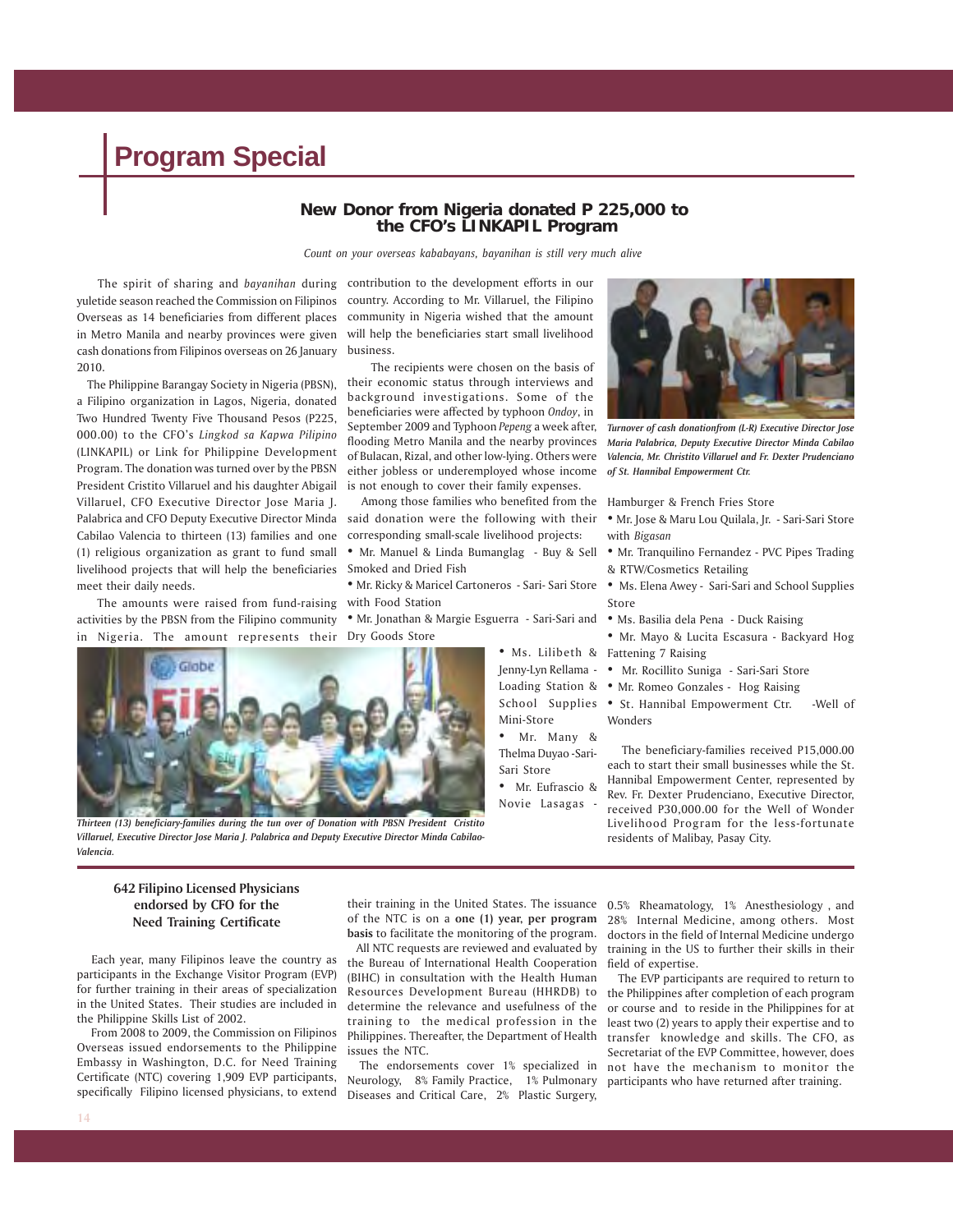# Program Special

## New Donor from Nigeria donated P 225,000 to the CFO's LINKAPIL Program

*Count on your overseas kababayans, bayanihan is still very much alive*

The spirit of sharing and *bayanihan* during yuletide season reached the Commission on Filipinos Overseas as 14 beneficiaries from different places in Metro Manila and nearby provinces were given cash donations from Filipinos overseas on 26 January 2010.

The Philippine Barangay Society in Nigeria (PBSN), a Filipino organization in Lagos, Nigeria, donated Two Hundred Twenty Five Thousand Pesos (P225, 000.00) to the CFO's *Lingkod sa Kapwa Pilipino* (LINKAPIL) or Link for Philippine Development Program. The donation was turned over by the PBSN President Cristito Villaruel and his daughter Abigail Villaruel, CFO Executive Director Jose Maria J. Palabrica and CFO Deputy Executive Director Minda Cabilao Valencia to thirteen (13) families and one (1) religious organization as grant to fund small livelihood projects that will help the beneficiaries meet their daily needs.

The amounts were raised from fund-raising activities by the PBSN from the Filipino community in Nigeria. The amount represents their contribution to the development efforts in our country. According to Mr. Villaruel, the Filipino community in Nigeria wished that the amount will help the beneficiaries start small livelihood business.

The recipients were chosen on the basis of their economic status through interviews and background investigations. Some of the beneficiaries were affected by typhoon *Ondoy*, in September 2009 and Typhoon *Pepeng* a week after, flooding Metro Manila and the nearby provinces of Bulacan, Rizal, and other low-lying. Others were either jobless or underemployed whose income is not enough to cover their family expenses.

Among those families who benefited from the said donation were the following with their corresponding small-scale livelihood projects:

- Mr. Manuel & Linda Bumanglag - Buy & Sell Smoked and Dried Fish
- Mr. Ricky & Maricel Cartoneros - Sari- Sari Store with Food Station
- Mr. Jonathan & Margie Esguerra - Sari-Sari and Dry Goods Store
- Ms. Lilibeth & Jenny-Lyn Rellama - Loading Station & School Supplies Mini-Store
- Mr. Many & Thelma Duyao -Sari-Sari Store
- Mr. Eufrascio & Novie Lasagas - Hamburger & French Fries Store
- Mr. Jose & Maru Lou Quilala, Jr. - Sari-Sari Store with *Bigasan*
- Mr. Tranquilino Fernandez - PVC Pipes Trading & RTW/Cosmetics Retailing
- Ms. Elena Awey - Sari-Sari and School Supplies Store
- Ms. Basilia dela Pena - Duck Raising
- Mr. Mayo & Lucita Escasura - Backyard Hog Fattening 7 Raising
- Mr. Rocillito Suniga - Sari-Sari Store
- Mr. Romeo Gonzales - Hog Raising
- St. Hannibal Empowerment Ctr. -Well of Wonders

*Turnover of cash donationfrom (L-R) Executive Director Jose Maria Palabrica, Deputy Executive Director Minda Cabilao Valencia, Mr. Christito Villaruel and Fr. Dexter Prudenciano of St. Hannibal Empowerment Ctr.*

*Thirteen (13) beneficiary-families during the tun over of Donation with PBSN President Cristito Villaruel, Executive Director Jose Maria J. Palabrica and Deputy Executive Director Minda Cabilao-Valencia.*

The beneficiary-families received P15,000.00 each to start their small businesses while the St. Hannibal Empowerment Center, represented by Rev. Fr. Dexter Prudenciano, Executive Director, received P30,000.00 for the Well of Wonder Livelihood Program for the less-fortunate residents of Malibay, Pasay City.

## 642 Filipino Licensed Physicians endorsed by CFO for the Need Training Certificate

Each year, many Filipinos leave the country as participants in the Exchange Visitor Program (EVP) for further training in their areas of specialization in the United States. Their studies are included in the Philippine Skills List of 2002.

From 2008 to 2009, the Commission on Filipinos Overseas issued endorsements to the Philippine Embassy in Washington, D.C. for Need Training Certificate (NTC) covering 1,909 EVP participants, specifically Filipino licensed physicians, to extend their training in the United States. The issuance of the NTC is on a **one (1) year, per program basis** to facilitate the monitoring of the program.

All NTC requests are reviewed and evaluated by the Bureau of International Health Cooperation (BIHC) in consultation with the Health Human Resources Development Bureau (HHRDB) to determine the relevance and usefulness of the training to the medical profession in the Philippines. Thereafter, the Department of Health issues the NTC.

The endorsements cover 1% specialized in Neurology, 8% Family Practice, 1% Pulmonary Diseases and Critical Care, 2% Plastic Surgery, 0.5% Rheamatology, 1% Anesthesiology , and 28% Internal Medicine, among others. Most doctors in the field of Internal Medicine undergo training in the US to further their skills in their field of expertise.

The EVP participants are required to return to the Philippines after completion of each program or course and to reside in the Philippines for at least two (2) years to apply their expertise and to transfer knowledge and skills. The CFO, as Secretariat of the EVP Committee, however, does not have the mechanism to monitor the participants who have returned after training.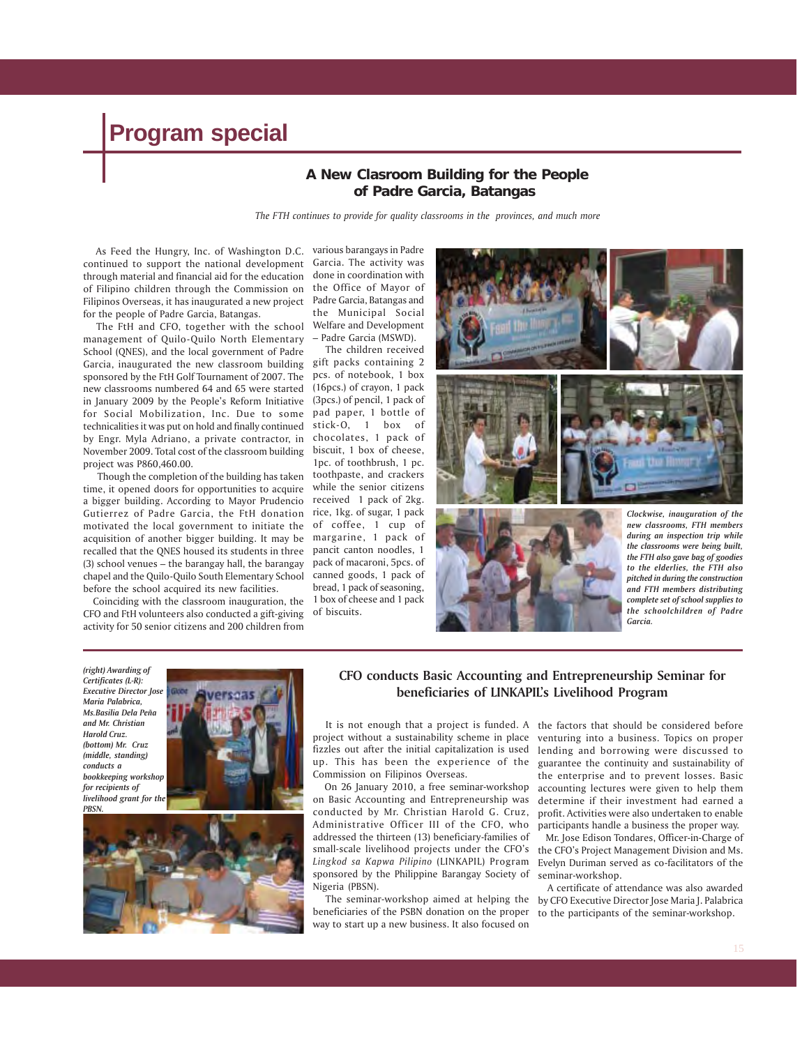# Program special

## A New Clasroom Building for the People of Padre Garcia, Batangas

*The FTH continues to provide for quality classrooms in the provinces, and much more*

As Feed the Hungry, Inc. of Washington D.C. continued to support the national development through material and financial aid for the education of Filipino children through the Commission on Filipinos Overseas, it has inaugurated a new project for the people of Padre Garcia, Batangas.

The FtH and CFO, together with the school management of Quilo-Quilo North Elementary School (QNES), and the local government of Padre Garcia, inaugurated the new classroom building sponsored by the FtH Golf Tournament of 2007. The new classrooms numbered 64 and 65 were started in January 2009 by the People's Reform Initiative for Social Mobilization, Inc. Due to some technicalities it was put on hold and finally continued by Engr. Myla Adriano, a private contractor, in November 2009. Total cost of the classroom building project was P860,460.00.

Though the completion of the building has taken time, it opened doors for opportunities to acquire a bigger building. According to Mayor Prudencio Gutierrez of Padre Garcia, the FtH donation motivated the local government to initiate the acquisition of another bigger building. It may be recalled that the QNES housed its students in three (3) school venues – the barangay hall, the barangay chapel and the Quilo-Quilo South Elementary School before the school acquired its new facilities.

Coinciding with the classroom inauguration, the CFO and FtH volunteers also conducted a gift-giving activity for 50 senior citizens and 200 children from various barangays in Padre Garcia. The activity was done in coordination with the Office of Mayor of Padre Garcia, Batangas and the Municipal Social Welfare and Development – Padre Garcia (MSWD).

The children received gift packs containing 2 pcs. of notebook, 1 box (16pcs.) of crayon, 1 pack (3pcs.) of pencil, 1 pack of pad paper, 1 bottle of stick-O, 1 box of chocolates, 1 pack of biscuit, 1 box of cheese, 1pc. of toothbrush, 1 pc. toothpaste, and crackers while the senior citizens received 1 pack of 2kg. rice, 1kg. of sugar, 1 pack of coffee, 1 cup of margarine, 1 pack of pancit canton noodles, 1 pack of macaroni, 5pcs. of canned goods, 1 pack of seasoning, bread, 1 pack of seasoning, 1 box of cheese and 1 pack of biscuits.

*Clockwise, inauguration of the new classrooms, FTH members during an inspection trip while the classrooms were being built, the FTH also gave bag of goodies to the elderlies, the FTH also pitched in during the construction and FTH members distributing complete set of school supplies to the schoolchildren of Padre Garcia.*

*(right) Awarding of Certificates (L-R): Executive Director Jose Maria Palabrica, Ms.Basilia Dela Peña and Mr. Christian Harold Cruz. (bottom) Mr. Cruz (middle, standing) conducts a bookkeeping workshop for recipients of livelihood grant for the PBSN.*

## CFO conducts Basic Accounting and Entrepreneurship Seminar for beneficiaries of LINKAPIL's Livelihood Program

It is not enough that a project is funded. A project without a sustainability scheme in place fizzles out after the initial capitalization is used up. This has been the experience of the Commission on Filipinos Overseas.

On 26 January 2010, a free seminar-workshop on Basic Accounting and Entrepreneurship was conducted by Mr. Christian Harold G. Cruz, Administrative Officer III of the CFO, who addressed the thirteen (13) beneficiary-families of small-scale livelihood projects under the CFO's *Lingkod sa Kapwa Pilipino* (LINKAPIL) Program sponsored by the Philippine Barangay Society of Nigeria (PBSN).

The seminar-workshop aimed at helping the beneficiaries of the PSBN donation on the proper way to start up a new business. It also focused on the factors that should be considered before venturing into a business. Topics on proper lending and borrowing were discussed to guarantee the continuity and sustainability of the enterprise and to prevent losses. Basic accounting lectures were given to help them determine if their investment had earned a profit. Activities were also undertaken to enable participants handle a business the proper way.

Mr. Jose Edison Tondares, Officer-in-Charge of the CFO's Project Management Division and Ms. Evelyn Duriman served as co-facilitators of the seminar-workshop.

A certificate of attendance was also awarded by CFO Executive Director Jose Maria J. Palabrica to the participants of the seminar-workshop.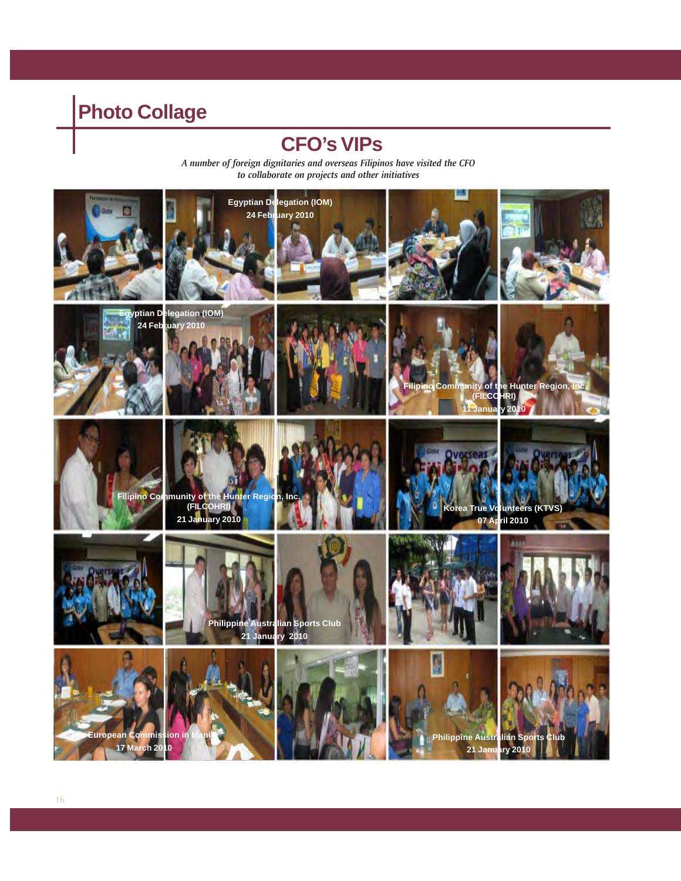# Photo Collage

## CFO's VIPs

*A number of foreign dignitaries and overseas Filipinos have visited the CFO to collaborate on projects and other initiatives*

Egyptian Delegation (IOM)
24 February 2010

Egyptian Delegation (IOM)
24 February 2010

Filipino Community of the Hunter Region, Inc. (FILCOHRI)
11 January 2010

Filipino Community of the Hunter Region, Inc. (FILCOHRI)
21 January 2010

Korea True Volunteers (KTVS)
07 April 2010

Philippine Australian Sports Club
21 January 2010

The European Commission in Manila
17 March 2010

Philippine Australian Sports Club
21 January 2010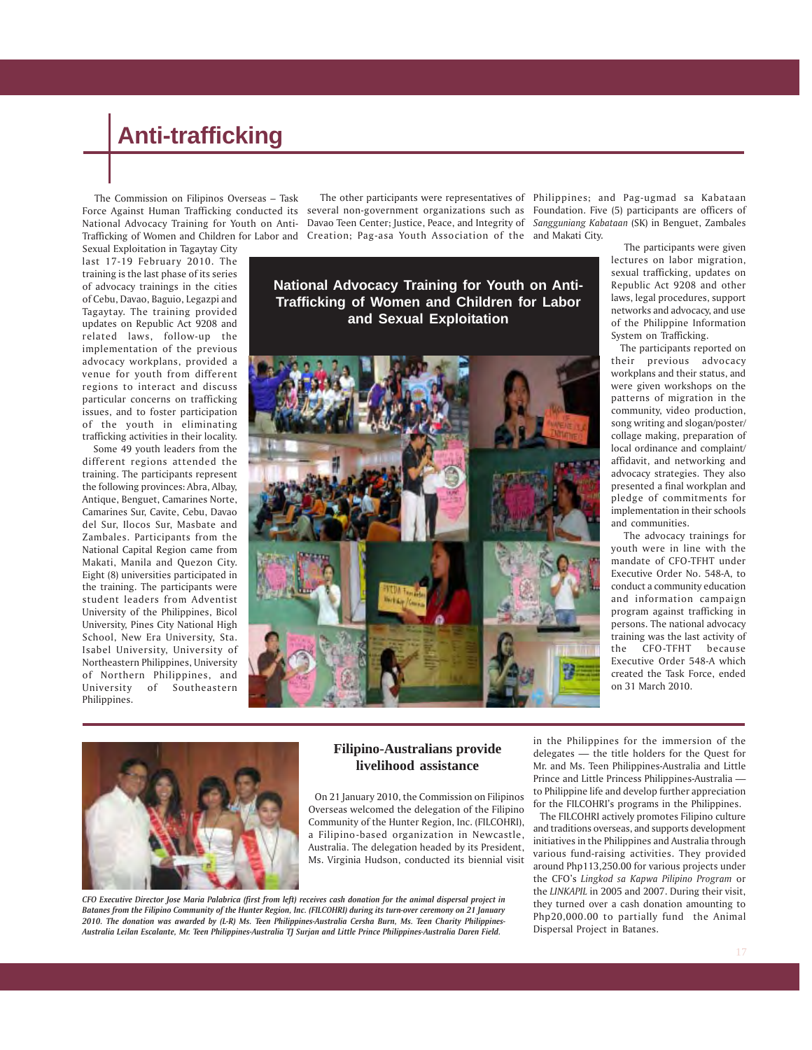# Anti-trafficking

The Commission on Filipinos Overseas – Task Force Against Human Trafficking conducted its National Advocacy Training for Youth on Anti-Trafficking of Women and Children for Labor and Sexual Exploitation in Tagaytay City last 17-19 February 2010. The training is the last phase of its series of advocacy trainings in the cities of Cebu, Davao, Baguio, Legazpi and Tagaytay. The training provided updates on Republic Act 9208 and related laws, follow-up the implementation of the previous advocacy workplans, provided a venue for youth from different regions to interact and discuss particular concerns on trafficking issues, and to foster participation of the youth in eliminating trafficking activities in their locality.

Some 49 youth leaders from the different regions attended the training. The participants represent the following provinces: Abra, Albay, Antique, Benguet, Camarines Norte, Camarines Sur, Cavite, Cebu, Davao del Sur, Ilocos Sur, Masbate and Zambales. Participants from the National Capital Region came from Makati, Manila and Quezon City. Eight (8) universities participated in the training. The participants were student leaders from Adventist University of the Philippines, Bicol University, Pines City National High School, New Era University, Sta. Isabel University, University of Northeastern Philippines, University of Northern Philippines, and University of Southeastern Philippines.

The other participants were representatives of several non-government organizations such as Davao Teen Center; Justice, Peace, and Integrity of Creation; Pag-asa Youth Association of the Philippines; and Pag-ugmad sa Kabataan Foundation. Five (5) participants are officers of *Sangguniang Kabataan* (SK) in Benguet, Zambales and Makati City.

**National Advocacy Training for Youth on Anti-Trafficking of Women and Children for Labor and Sexual Exploitation**

The participants were given lectures on labor migration, sexual trafficking, updates on Republic Act 9208 and other laws, legal procedures, support networks and advocacy, and use of the Philippine Information System on Trafficking.

The participants reported on their previous advocacy workplans and their status, and were given workshops on the patterns of migration in the community, video production, song writing and slogan/poster/collage making, preparation of local ordinance and complaint/affidavit, and networking and advocacy strategies. They also presented a final workplan and pledge of commitments for implementation in their schools and communities.

The advocacy trainings for youth were in line with the mandate of CFO-TFHT under Executive Order No. 548-A, to conduct a community education and information campaign program against trafficking in persons. The national advocacy training was the last activity of the CFO-TFHT because Executive Order 548-A which created the Task Force, ended on 31 March 2010.

## Filipino-Australians provide livelihood assistance

On 21 January 2010, the Commission on Filipinos Overseas welcomed the delegation of the Filipino Community of the Hunter Region, Inc. (FILCOHRI), a Filipino-based organization in Newcastle, Australia. The delegation headed by its President, Ms. Virginia Hudson, conducted its biennial visit in the Philippines for the immersion of the delegates — the title holders for the Quest for Mr. and Ms. Teen Philippines-Australia and Little Prince and Little Princess Philippines-Australia — to Philippine life and develop further appreciation for the FILCOHRI's programs in the Philippines.

The FILCOHRI actively promotes Filipino culture and traditions overseas, and supports development initiatives in the Philippines and Australia through various fund-raising activities. They provided around Php113,250.00 for various projects under the CFO's *Lingkod sa Kapwa Pilipino Program* or the *LINKAPIL* in 2005 and 2007. During their visit, they turned over a cash donation amounting to Php20,000.00 to partially fund the Animal Dispersal Project in Batanes.

*CFO Executive Director Jose Maria Palabrica (first from left) receives cash donation for the animal dispersal project in Batanes from the Filipino Community of the Hunter Region, Inc. (FILCOHRI) during its turn-over ceremony on 21 January 2010. The donation was awarded by (L-R) Ms. Teen Philippines-Australia Cersha Burn, Ms. Teen Charity Philippines-Australia Leilan Escalante, Mr. Teen Philippines-Australia TJ Surjan and Little Prince Philippines-Australia Daren Field.*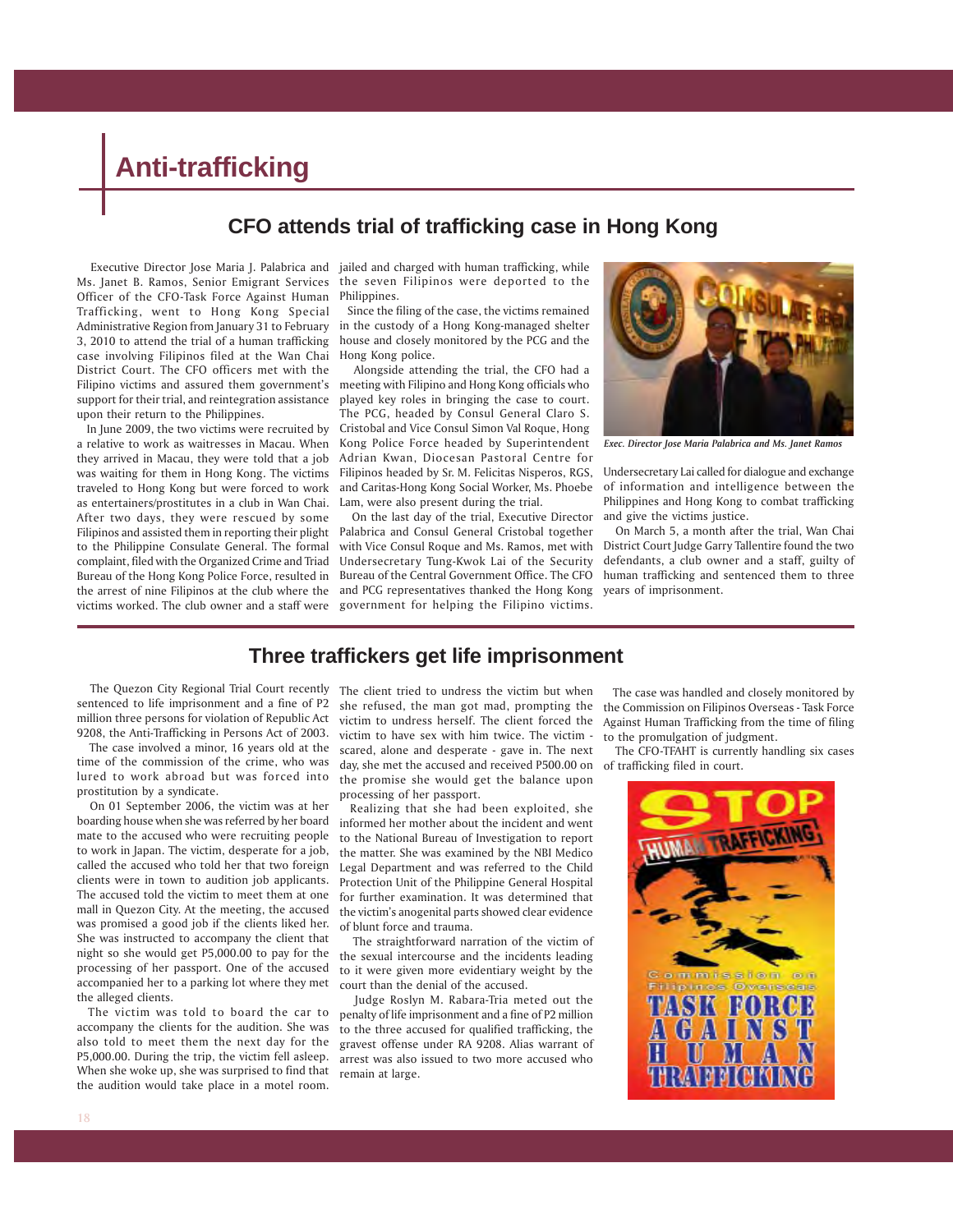# Anti-trafficking

## CFO attends trial of trafficking case in Hong Kong

Executive Director Jose Maria J. Palabrica and Ms. Janet B. Ramos, Senior Emigrant Services Officer of the CFO-Task Force Against Human Trafficking, went to Hong Kong Special Administrative Region from January 31 to February 3, 2010 to attend the trial of a human trafficking case involving Filipinos filed at the Wan Chai District Court. The CFO officers met with the Filipino victims and assured them government's support for their trial, and reintegration assistance upon their return to the Philippines.

In June 2009, the two victims were recruited by a relative to work as waitresses in Macau. When they arrived in Macau, they were told that a job was waiting for them in Hong Kong. The victims traveled to Hong Kong but were forced to work as entertainers/prostitutes in a club in Wan Chai. After two days, they were rescued by some Filipinos and assisted them in reporting their plight to the Philippine Consulate General. The formal complaint, filed with the Organized Crime and Triad Bureau of the Hong Kong Police Force, resulted in the arrest of nine Filipinos at the club where the victims worked. The club owner and a staff were jailed and charged with human trafficking, while the seven Filipinos were deported to the Philippines.

Since the filing of the case, the victims remained in the custody of a Hong Kong-managed shelter house and closely monitored by the PCG and the Hong Kong police.

Alongside attending the trial, the CFO had a meeting with Filipino and Hong Kong officials who played key roles in bringing the case to court. The PCG, headed by Consul General Claro S. Cristobal and Vice Consul Simon Val Roque, Hong Kong Police Force headed by Superintendent Adrian Kwan, Diocesan Pastoral Centre for Filipinos headed by Sr. M. Felicitas Nisperos, RGS, and Caritas-Hong Kong Social Worker, Ms. Phoebe Lam, were also present during the trial.

On the last day of the trial, Executive Director Palabrica and Consul General Cristobal together with Vice Consul Roque and Ms. Ramos, met with Undersecretary Tung-Kwok Lai of the Security Bureau of the Central Government Office. The CFO and PCG representatives thanked the Hong Kong government for helping the Filipino victims.

*Exec. Director Jose Maria Palabrica and Ms. Janet Ramos*

Undersecretary Lai called for dialogue and exchange of information and intelligence between the Philippines and Hong Kong to combat trafficking and give the victims justice.

On March 5, a month after the trial, Wan Chai District Court Judge Garry Tallentire found the two defendants, a club owner and a staff, guilty of human trafficking and sentenced them to three years of imprisonment.

## Three traffickers get life imprisonment

The Quezon City Regional Trial Court recently sentenced to life imprisonment and a fine of P2 million three persons for violation of Republic Act 9208, the Anti-Trafficking in Persons Act of 2003.

The case involved a minor, 16 years old at the time of the commission of the crime, who was lured to work abroad but was forced into prostitution by a syndicate.

On 01 September 2006, the victim was at her boarding house when she was referred by her board mate to the accused who were recruiting people to work in Japan. The victim, desperate for a job, called the accused who told her that two foreign clients were in town to audition job applicants. The accused told the victim to meet them at one mall in Quezon City. At the meeting, the accused was promised a good job if the clients liked her. She was instructed to accompany the client that night so she would get P5,000.00 to pay for the processing of her passport. One of the accused accompanied her to a parking lot where they met the alleged clients.

The victim was told to board the car to accompany the clients for the audition. She was also told to meet them the next day for the P5,000.00. During the trip, the victim fell asleep. When she woke up, she was surprised to find that the audition would take place in a motel room. The client tried to undress the victim but when she refused, the man got mad, prompting the victim to undress herself. The client forced the victim to have sex with him twice. The victim - scared, alone and desperate - gave in. The next day, she met the accused and received P500.00 on the promise she would get the balance upon processing of her passport.

Realizing that she had been exploited, she informed her mother about the incident and went to the National Bureau of Investigation to report the matter. She was examined by the NBI Medico Legal Department and was referred to the Child Protection Unit of the Philippine General Hospital for further examination. It was determined that the victim's anogenital parts showed clear evidence of blunt force and trauma.

The straightforward narration of the victim of the sexual intercourse and the incidents leading to it were given more evidentiary weight by the court than the denial of the accused.

Judge Roslyn M. Rabara-Tria meted out the penalty of life imprisonment and a fine of P2 million to the three accused for qualified trafficking, the gravest offense under RA 9208. Alias warrant of arrest was also issued to two more accused who remain at large.

The case was handled and closely monitored by the Commission on Filipinos Overseas - Task Force Against Human Trafficking from the time of filing to the promulgation of judgment.

The CFO-TFAHT is currently handling six cases of trafficking filed in court.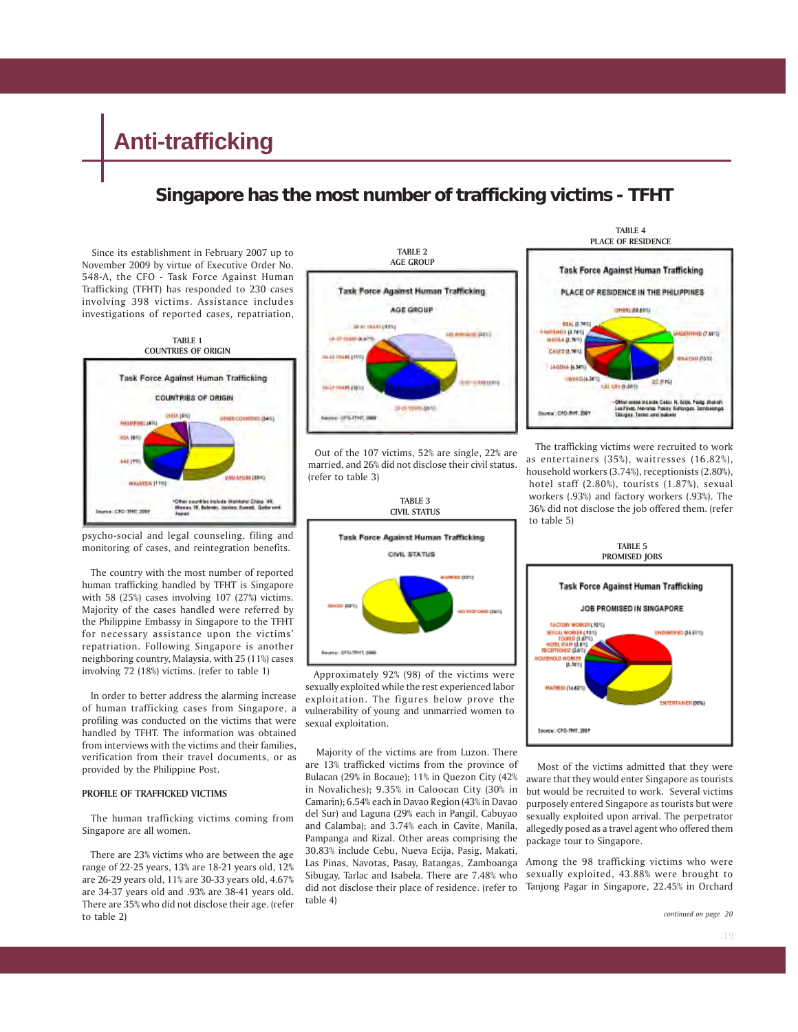# Anti-trafficking

## Singapore has the most number of trafficking victims - TFHT

Since its establishment in February 2007 up to November 2009 by virtue of Executive Order No. 548-A, the CFO - Task Force Against Human Trafficking (TFHT) has responded to 230 cases involving 398 victims. Assistance includes investigations of reported cases, repatriation, psycho-social and legal counseling, filing and monitoring of cases, and reintegration benefits.

TABLE 1
COUNTRIES OF ORIGIN

The country with the most number of reported human trafficking handled by TFHT is Singapore with 58 (25%) cases involving 107 (27%) victims. Majority of the cases handled were referred by the Philippine Embassy in Singapore to the TFHT for necessary assistance upon the victims' repatriation. Following Singapore is another neighboring country, Malaysia, with 25 (11%) cases involving 72 (18%) victims. (refer to table 1)

In order to better address the alarming increase of human trafficking cases from Singapore, a profiling was conducted on the victims that were handled by TFHT. The information was obtained from interviews with the victims and their families, verification from their travel documents, or as provided by the Philippine Post.

**PROFILE OF TRAFFICKED VICTIMS**

The human trafficking victims coming from Singapore are all women.

There are 23% victims who are between the age range of 22-25 years, 13% are 18-21 years old, 12% are 26-29 years old, 11% are 30-33 years old, 4.67% are 34-37 years old and .93% are 38-41 years old. There are 35% who did not disclose their age. (refer to table 2)

TABLE 2
AGE GROUP

Out of the 107 victims, 52% are single, 22% are married, and 26% did not disclose their civil status. (refer to table 3)

TABLE 3
CIVIL STATUS

Approximately 92% (98) of the victims were sexually exploited while the rest experienced labor exploitation. The figures below prove the vulnerability of young and unmarried women to sexual exploitation.

Majority of the victims are from Luzon. There are 13% trafficked victims from the province of Bulacan (29% in Bocaue); 11% in Quezon City (42% in Novaliches); 9.35% in Caloocan City (30% in Camarin); 6.54% each in Davao Region (43% in Davao del Sur) and Laguna (29% each in Pangil, Cabuyao and Calamba); and 3.74% each in Cavite, Manila, Pampanga and Rizal. Other areas comprising the 30.83% include Cebu, Nueva Ecija, Pasig, Makati, Las Pinas, Navotas, Pasay, Batangas, Zamboanga Sibugay, Tarlac and Isabela. There are 7.48% who did not disclose their place of residence. (refer to table 4)

TABLE 4
PLACE OF RESIDENCE

The trafficking victims were recruited to work as entertainers (35%), waitresses (16.82%), household workers (3.74%), receptionists (2.80%), hotel staff (2.80%), tourists (1.87%), sexual workers (.93%) and factory workers (.93%). The 36% did not disclose the job offered them. (refer to table 5)

TABLE 5
PROMISED JOBS

Most of the victims admitted that they were aware that they would enter Singapore as tourists but would be recruited to work. Several victims purposely entered Singapore as tourists but were sexually exploited upon arrival. The perpetrator allegedly posed as a travel agent who offered them package tour to Singapore.

Among the 98 trafficking victims who were sexually exploited, 43.88% were brought to Tanjong Pagar in Singapore, 22.45% in Orchard

*continued on page 20*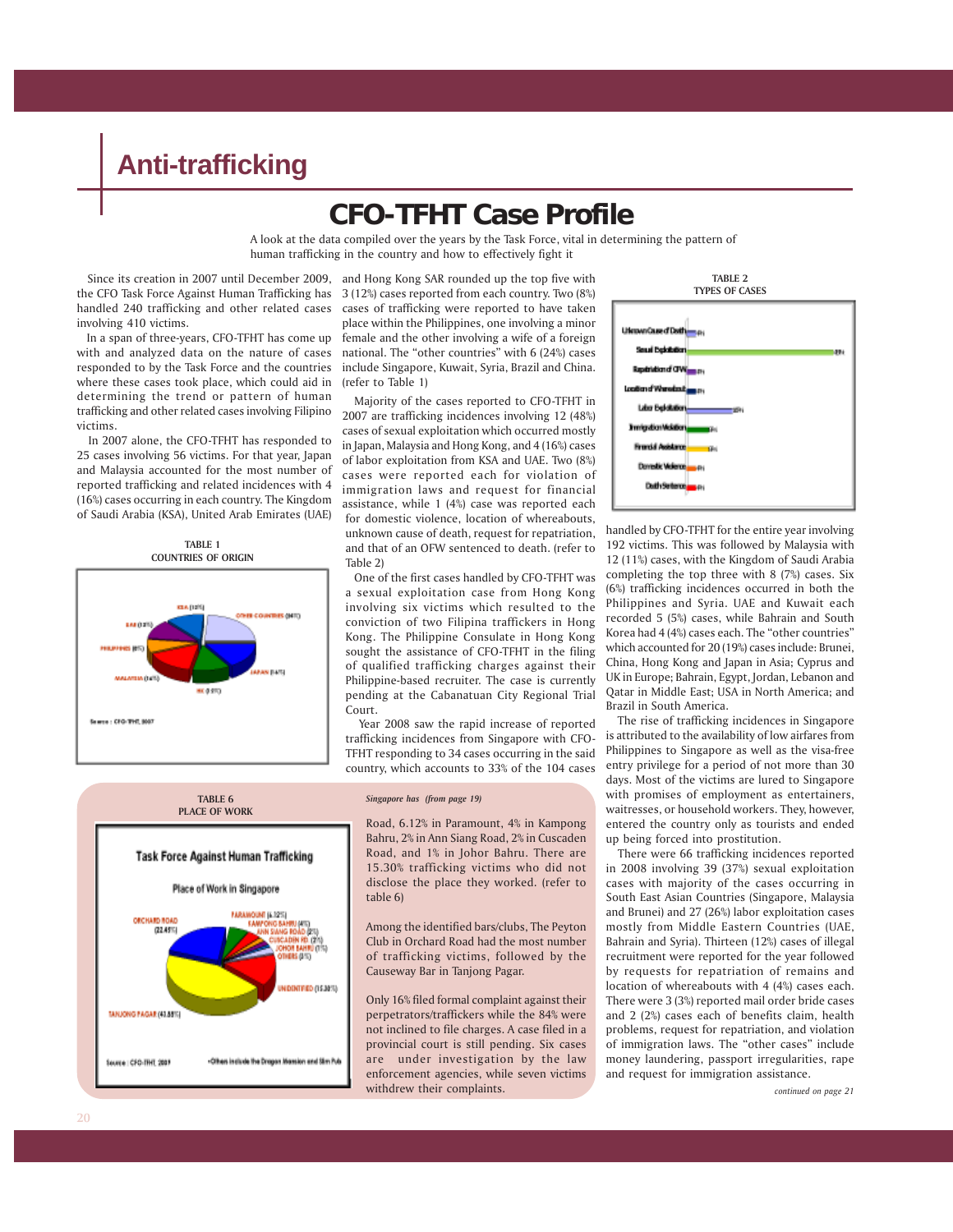## Anti-trafficking

# CFO-TFHT Case Profile

A look at the data compiled over the years by the Task Force, vital in determining the pattern of human trafficking in the country and how to effectively fight it

Since its creation in 2007 until December 2009, the CFO Task Force Against Human Trafficking has handled 240 trafficking and other related cases involving 410 victims.

In a span of three-years, CFO-TFHT has come up with and analyzed data on the nature of cases responded to by the Task Force and the countries where these cases took place, which could aid in determining the trend or pattern of human trafficking and other related cases involving Filipino victims.

In 2007 alone, the CFO-TFHT has responded to 25 cases involving 56 victims. For that year, Japan and Malaysia accounted for the most number of reported trafficking and related incidences with 4 (16%) cases occurring in each country. The Kingdom of Saudi Arabia (KSA), United Arab Emirates (UAE) and Hong Kong SAR rounded up the top five with 3 (12%) cases reported from each country. Two (8%) cases of trafficking were reported to have taken place within the Philippines, one involving a minor female and the other involving a wife of a foreign national. The "other countries" with 6 (24%) cases include Singapore, Kuwait, Syria, Brazil and China. (refer to Table 1)

TABLE 1
COUNTRIES OF ORIGIN

Source : CFO-TFHT, 2007

Majority of the cases reported to CFO-TFHT in 2007 are trafficking incidences involving 12 (48%) cases of sexual exploitation which occurred mostly in Japan, Malaysia and Hong Kong, and 4 (16%) cases of labor exploitation from KSA and UAE. Two (8%) cases were reported each for violation of immigration laws and request for financial assistance, while 1 (4%) case was reported each for domestic violence, location of whereabouts, unknown cause of death, request for repatriation, and that of an OFW sentenced to death. (refer to Table 2)

TABLE 2
TYPES OF CASES

One of the first cases handled by CFO-TFHT was a sexual exploitation case from Hong Kong involving six victims which resulted to the conviction of two Filipina traffickers in Hong Kong. The Philippine Consulate in Hong Kong sought the assistance of CFO-TFHT in the filing of qualified trafficking charges against their Philippine-based recruiter. The case is currently pending at the Cabanatuan City Regional Trial Court.

Year 2008 saw the rapid increase of reported trafficking incidences from Singapore with CFO-TFHT responding to 34 cases occurring in the said country, which accounts to 33% of the 104 cases handled by CFO-TFHT for the entire year involving 192 victims. This was followed by Malaysia with 12 (11%) cases, with the Kingdom of Saudi Arabia completing the top three with 8 (7%) cases. Six (6%) trafficking incidences occurred in both the Philippines and Syria. UAE and Kuwait each recorded 5 (5%) cases, while Bahrain and South Korea had 4 (4%) cases each. The "other countries" which accounted for 20 (19%) cases include: Brunei, China, Hong Kong and Japan in Asia; Cyprus and UK in Europe; Bahrain, Egypt, Jordan, Lebanon and Qatar in Middle East; USA in North America; and Brazil in South America.

The rise of trafficking incidences in Singapore is attributed to the availability of low airfares from Philippines to Singapore as well as the visa-free entry privilege for a period of not more than 30 days. Most of the victims are lured to Singapore with promises of employment as entertainers, waitresses, or household workers. They, however, entered the country only as tourists and ended up being forced into prostitution.

There were 66 trafficking incidences reported in 2008 involving 39 (37%) sexual exploitation cases with majority of the cases occurring in South East Asian Countries (Singapore, Malaysia and Brunei) and 27 (26%) labor exploitation cases mostly from Middle Eastern Countries (UAE, Bahrain and Syria). Thirteen (12%) cases of illegal recruitment were reported for the year followed by requests for repatriation of remains and location of whereabouts with 4 (4%) cases each. There were 3 (3%) reported mail order bride cases and 2 (2%) cases each of benefits claim, health problems, request for repatriation, and violation of immigration laws. The "other cases" include money laundering, passport irregularities, rape and request for immigration assistance.

*continued on page 21*

---

*Singapore has (from page 19)*

Road, 6.12% in Paramount, 4% in Kampong Bahru, 2% in Ann Siang Road, 2% in Cuscaden Road, and 1% in Johor Bahru. There are 15.30% trafficking victims who did not disclose the place they worked. (refer to table 6)

Among the identified bars/clubs, The Peyton Club in Orchard Road had the most number of trafficking victims, followed by the Causeway Bar in Tanjong Pagar.

Only 16% filed formal complaint against their perpetrators/traffickers while the 84% were not inclined to file charges. A case filed in a provincial court is still pending. Six cases are under investigation by the law enforcement agencies, while seven victims withdrew their complaints.

TABLE 6
PLACE OF WORK

Source : CFO-TFHT, 2009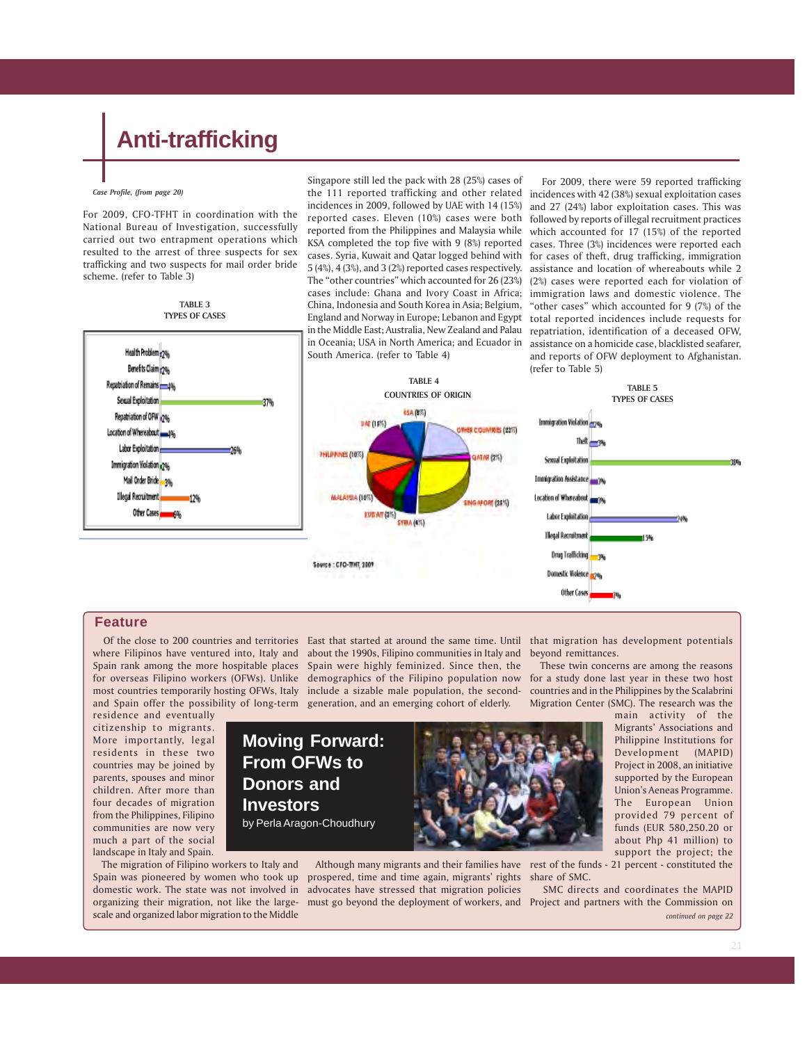# Anti-trafficking

*Case Profile, (from page 20)*

For 2009, CFO-TFHT in coordination with the National Bureau of Investigation, successfully carried out two entrapment operations which resulted to the arrest of three suspects for sex trafficking and two suspects for mail order bride scheme. (refer to Table 3)

TABLE 3
TYPES OF CASES

| Type of Case | % |
|---|---|
| Health Problem | 2% |
| Benefits Claim | 2% |
| Repatriation of Remains | 4% |
| Sexual Exploitation | 37% |
| Repatriation of OFW | 2% |
| Location of Whereabout | 4% |
| Labor Exploitation | 26% |
| Immigration Violation | 2% |
| Mail Order Bride | 3% |
| Illegal Recruitment | 12% |
| Other Cases | 6% |

Singapore still led the pack with 28 (25%) cases of the 111 reported trafficking and other related incidences in 2009, followed by UAE with 14 (15%) reported cases. Eleven (10%) cases were both reported from the Philippines and Malaysia while KSA completed the top five with 9 (8%) reported cases. Syria, Kuwait and Qatar logged behind with 5 (4%), 4 (3%), and 3 (2%) reported cases respectively. The "other countries" which accounted for 26 (23%) cases include: Ghana and Ivory Coast in Africa; China, Indonesia and South Korea in Asia; Belgium, England and Norway in Europe; Lebanon and Egypt in the Middle East; Australia, New Zealand and Palau in Oceania; USA in North America; and Ecuador in South America. (refer to Table 4)

TABLE 4
COUNTRIES OF ORIGIN

| Country | % |
|---|---|
| KSA | 8% |
| Other Countries | 23% |
| Qatar | 2% |
| Singapore | 25% |
| Syria | 4% |
| Kuwait | 3% |
| Malaysia | 10% |
| Philippines | 10% |
| UAE | 15% |

Source : CFO-TFHT, 2009

For 2009, there were 59 reported trafficking incidences with 42 (38%) sexual exploitation cases and 27 (24%) labor exploitation cases. This was followed by reports of illegal recruitment practices which accounted for 17 (15%) of the reported cases. Three (3%) incidences were reported each for cases of theft, drug trafficking, immigration assistance and location of whereabouts while 2 (2%) cases were reported each for violation of immigration laws and domestic violence. The "other cases" which accounted for 9 (7%) of the total reported incidences include requests for repatriation, identification of a deceased OFW, assistance on a homicide case, blacklisted seafarer, and reports of OFW deployment to Afghanistan. (refer to Table 5)

TABLE 5
TYPES OF CASES

| Type of Case | % |
|---|---|
| Immigration Violation | 2% |
| Theft | 3% |
| Sexual Exploitation | 38% |
| Immigration Assistance | 3% |
| Location of Whereabout | 3% |
| Labor Exploitation | 24% |
| Illegal Recruitment | 15% |
| Drug Trafficking | 3% |
| Domestic Violence | 2% |
| Other Cases | 7% |

## Feature

# Moving Forward: From OFWs to Donors and Investors

by Perla Aragon-Choudhury

Of the close to 200 countries and territories where Filipinos have ventured into, Italy and Spain rank among the more hospitable places for overseas Filipino workers (OFWs). Unlike most countries temporarily hosting OFWs, Italy and Spain offer the possibility of long-term residence and eventually citizenship to migrants. More importantly, legal residents in these two countries may be joined by parents, spouses and minor children. After more than four decades of migration from the Philippines, Filipino communities are now very much a part of the social landscape in Italy and Spain.

The migration of Filipino workers to Italy and Spain was pioneered by women who took up domestic work. The state was not involved in organizing their migration, not like the large-scale and organized labor migration to the Middle East that started at around the same time. Until about the 1990s, Filipino communities in Italy and Spain were highly feminized. Since then, the demographics of the Filipino population now include a sizable male population, the second-generation, and an emerging cohort of elderly.

Although many migrants and their families have prospered, time and time again, migrants' rights advocates have stressed that migration policies must go beyond the deployment of workers, and that migration has development potentials beyond remittances.

These twin concerns are among the reasons for a study done last year in these two host countries and in the Philippines by the Scalabrini Migration Center (SMC). The research was the main activity of the Migrants' Associations and Philippine Institutions for Development (MAPID) Project in 2008, an initiative supported by the European Union's Aeneas Programme. The European Union provided 79 percent of funds (EUR 580,250.20 or about Php 41 million) to support the project; the rest of the funds - 21 percent - constituted the share of SMC.

SMC directs and coordinates the MAPID Project and partners with the Commission on

*continued on page 22*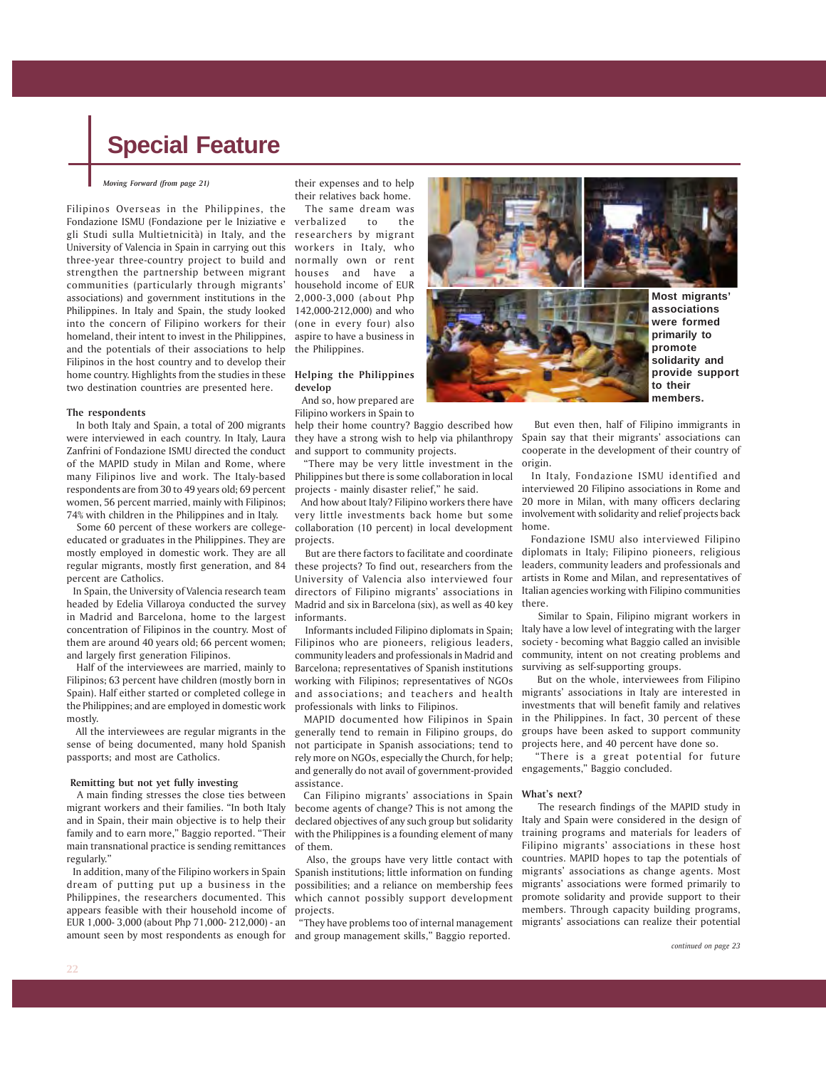# Special Feature

*Moving Forward (from page 21)*

Filipinos Overseas in the Philippines, the Fondazione ISMU (Fondazione per le Iniziative e gli Studi sulla Multietnicità) in Italy, and the University of Valencia in Spain in carrying out this three-year three-country project to build and strengthen the partnership between migrant communities (particularly through migrants' associations) and government institutions in the Philippines. In Italy and Spain, the study looked into the concern of Filipino workers for their homeland, their intent to invest in the Philippines, and the potentials of their associations to help Filipinos in the host country and to develop their home country. Highlights from the studies in these two destination countries are presented here.

**The respondents**

In both Italy and Spain, a total of 200 migrants were interviewed in each country. In Italy, Laura Zanfrini of Fondazione ISMU directed the conduct of the MAPID study in Milan and Rome, where many Filipinos live and work. The Italy-based respondents are from 30 to 49 years old; 69 percent women, 56 percent married, mainly with Filipinos; 74% with children in the Philippines and in Italy.

Some 60 percent of these workers are college-educated or graduates in the Philippines. They are mostly employed in domestic work. They are all regular migrants, mostly first generation, and 84 percent are Catholics.

In Spain, the University of Valencia research team headed by Edelia Villaroya conducted the survey in Madrid and Barcelona, home to the largest concentration of Filipinos in the country. Most of them are around 40 years old; 56 percent women; and largely first generation Filipinos.

Half of the interviewees are married, mainly to Filipinos; 63 percent have children (mostly born in Spain). Half either started or completed college in the Philippines; and are employed in domestic work mostly.

All the interviewees are regular migrants in the sense of being documented, many hold Spanish passports; and most are Catholics.

**Remitting but not yet fully investing**

A main finding stresses the close ties between migrant workers and their families. "In both Italy and in Spain, their main objective is to help their family and to earn more," Baggio reported. "Their main transnational practice is sending remittances regularly."

In addition, many of the Filipino workers in Spain dream of putting put up a business in the Philippines, the researchers documented. This appears feasible with their household income of EUR 1,000- 3,000 (about Php 71,000- 212,000) - an amount seen by most respondents as enough for their expenses and to help their relatives back home.

The same dream was verbalized to the researchers by migrant workers in Italy, who normally own or rent houses and have a household income of EUR 2,000-3,000 (about Php 142,000-212,000) and who (one in every four) also aspire to have a business in the Philippines.

**Helping the Philippines develop**

And so, how prepared are Filipino workers in Spain to help their home country? Baggio described how they have a strong wish to help via philanthropy and support to community projects.

"There may be very little investment in the Philippines but there is some collaboration in local projects - mainly disaster relief," he said.

And how about Italy? Filipino workers there have very little investments back home but some collaboration (10 percent) in local development projects.

But are there factors to facilitate and coordinate these projects? To find out, researchers from the University of Valencia also interviewed four directors of Filipino migrants' associations in Madrid and six in Barcelona (six), as well as 40 key informants.

Informants included Filipino diplomats in Spain; Filipinos who are pioneers, religious leaders, community leaders and professionals in Madrid and Barcelona; representatives of Spanish institutions working with Filipinos; representatives of NGOs and associations; and teachers and health professionals with links to Filipinos.

MAPID documented how Filipinos in Spain generally tend to remain in Filipino groups, do not participate in Spanish associations; tend to rely more on NGOs, especially the Church, for help; and generally do not avail of government-provided assistance.

Can Filipino migrants' associations in Spain become agents of change? This is not among the declared objectives of any such group but solidarity with the Philippines is a founding element of many of them.

Also, the groups have very little contact with Spanish institutions; little information on funding possibilities; and a reliance on membership fees which cannot possibly support development projects.

"They have problems too of internal management and group management skills," Baggio reported.

**Most migrants' associations were formed primarily to promote solidarity and provide support to their members.**

But even then, half of Filipino immigrants in Spain say that their migrants' associations can cooperate in the development of their country of origin.

In Italy, Fondazione ISMU identified and interviewed 20 Filipino associations in Rome and 20 more in Milan, with many officers declaring involvement with solidarity and relief projects back home.

Fondazione ISMU also interviewed Filipino diplomats in Italy; Filipino pioneers, religious leaders, community leaders and professionals and artists in Rome and Milan, and representatives of Italian agencies working with Filipino communities there.

Similar to Spain, Filipino migrant workers in Italy have a low level of integrating with the larger society - becoming what Baggio called an invisible community, intent on not creating problems and surviving as self-supporting groups.

But on the whole, interviewees from Filipino migrants' associations in Italy are interested in investments that will benefit family and relatives in the Philippines. In fact, 30 percent of these groups have been asked to support community projects here, and 40 percent have done so.

"There is a great potential for future engagements," Baggio concluded.

**What's next?**

The research findings of the MAPID study in Italy and Spain were considered in the design of training programs and materials for leaders of Filipino migrants' associations in these host countries. MAPID hopes to tap the potentials of migrants' associations as change agents. Most migrants' associations were formed primarily to promote solidarity and provide support to their members. Through capacity building programs, migrants' associations can realize their potential

*continued on page 23*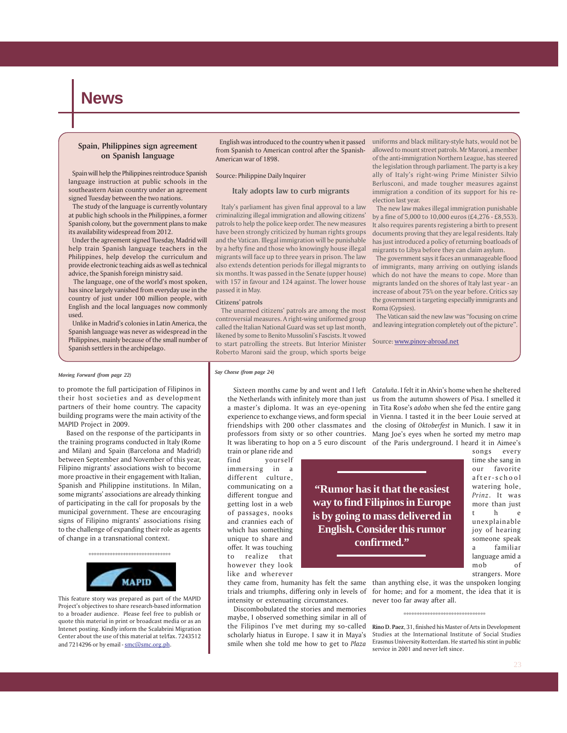# News

### Spain, Philippines sign agreement on Spanish language

Spain will help the Philippines reintroduce Spanish language instruction at public schools in the southeastern Asian country under an agreement signed Tuesday between the two nations.

The study of the language is currently voluntary at public high schools in the Philippines, a former Spanish colony, but the government plans to make its availability widespread from 2012.

Under the agreement signed Tuesday, Madrid will help train Spanish language teachers in the Philippines, help develop the curriculum and provide electronic teaching aids as well as technical advice, the Spanish foreign ministry said.

The language, one of the world's most spoken, has since largely vanished from everyday use in the country of just under 100 million people, with English and the local languages now commonly used.

Unlike in Madrid's colonies in Latin America, the Spanish language was never as widespread in the Philippines, mainly because of the small number of Spanish settlers in the archipelago.

English was introduced to the country when it passed from Spanish to American control after the Spanish-American war of 1898.

Source: Philippine Daily Inquirer

### Italy adopts law to curb migrants

Italy's parliament has given final approval to a law criminalizing illegal immigration and allowing citizens' patrols to help the police keep order. The new measures have been strongly criticized by human rights groups and the Vatican. Illegal immigration will be punishable by a hefty fine and those who knowingly house illegal migrants will face up to three years in prison. The law also extends detention periods for illegal migrants to six months. It was passed in the Senate (upper house) with 157 in favour and 124 against. The lower house passed it in May.

**Citizens' patrols**

The unarmed citizens' patrols are among the most controversial measures. A right-wing uniformed group called the Italian National Guard was set up last month, likened by some to Benito Mussolini's Fascists. It vowed to start patrolling the streets. But Interior Minister Roberto Maroni said the group, which sports beige uniforms and black military-style hats, would not be allowed to mount street patrols. Mr Maroni, a member of the anti-immigration Northern League, has steered the legislation through parliament. The party is a key ally of Italy's right-wing Prime Minister Silvio Berlusconi, and made tougher measures against immigration a condition of its support for his re-election last year.

The new law makes illegal immigration punishable by a fine of 5,000 to 10,000 euros (£4,276 - £8,553). It also requires parents registering a birth to present documents proving that they are legal residents. Italy has just introduced a policy of returning boatloads of migrants to Libya before they can claim asylum.

The government says it faces an unmanageable flood of immigrants, many arriving on outlying islands which do not have the means to cope. More than migrants landed on the shores of Italy last year - an increase of about 75% on the year before. Critics say the government is targeting especially immigrants and Roma (Gypsies).

The Vatican said the new law was "focusing on crime and leaving integration completely out of the picture".

Source: www.pinoy-abroad.net

---

*Moving Forward (from page 22)*

to promote the full participation of Filipinos in their host societies and as development partners of their home country. The capacity building programs were the main activity of the MAPID Project in 2009.

Based on the response of the participants in the training programs conducted in Italy (Rome and Milan) and Spain (Barcelona and Madrid) between September and November of this year, Filipino migrants' associations wish to become more proactive in their engagement with Italian, Spanish and Philippine institutions. In Milan, some migrants' associations are already thinking of participating in the call for proposals by the municipal government. These are encouraging signs of Filipino migrants' associations rising to the challenge of expanding their role as agents of change in a transnational context.

*******************************

MAPID

This feature story was prepared as part of the MAPID Project's objectives to share research-based information to a broader audience. Please feel free to publish or quote this material in print or broadcast media or as an Intenet posting. Kindly inform the Scalabrini Migration Center about the use of this material at tel/fax. 7243512 and 7214296 or by email - smc@smc.org.ph.

---

*Say Cheese (from page 24)*

Sixteen months came by and went and I left the Netherlands with infinitely more than just a master's diploma. It was an eye-opening experience to exchange views, and form special friendships with 200 other classmates and professors from sixty or so other countries. It was liberating to hop on a 5 euro discount train or plane ride and find yourself immersing in a different culture, communicating on a different tongue and getting lost in a web of passages, nooks and crannies each of which has something unique to share and offer. It was touching to realize that however they look like and wherever they came from, humanity has felt the same trials and triumphs, differing only in levels of intensity or extenuating circumstances.

> "Rumor has it that the easiest way to find Filipinos in Europe is by going to mass delivered in English. Consider this rumor confirmed."

Discombobulated the stories and memories maybe, I observed something similar in all of the Filipinos I've met during my so-called scholarly hiatus in Europe. I saw it in Maya's smile when she told me how to get to *Plaza Cataluña*. I felt it in Alvin's home when he sheltered us from the autumn showers of Pisa. I smelled it in Tita Rose's *adobo* when she fed the entire gang in Vienna. I tasted it in the beer Louie served at the closing of *Oktoberfest* in Munich. I saw it in Mang Joe's eyes when he sorted my metro map of the Paris underground. I heard it in Aimee's songs every time she sang in our favorite after-school watering hole, *Prinz*. It was more than just the unexplainable joy of hearing someone speak a familiar language amid a mob of strangers. More than anything else, it was the unspoken longing for home; and for a moment, the idea that it is never too far away after all.

*******************************

**Rino D. Paez**, 31, finished his Master of Arts in Development Studies at the International Institute of Social Studies Erasmus University Rotterdam. He started his stint in public service in 2001 and never left since.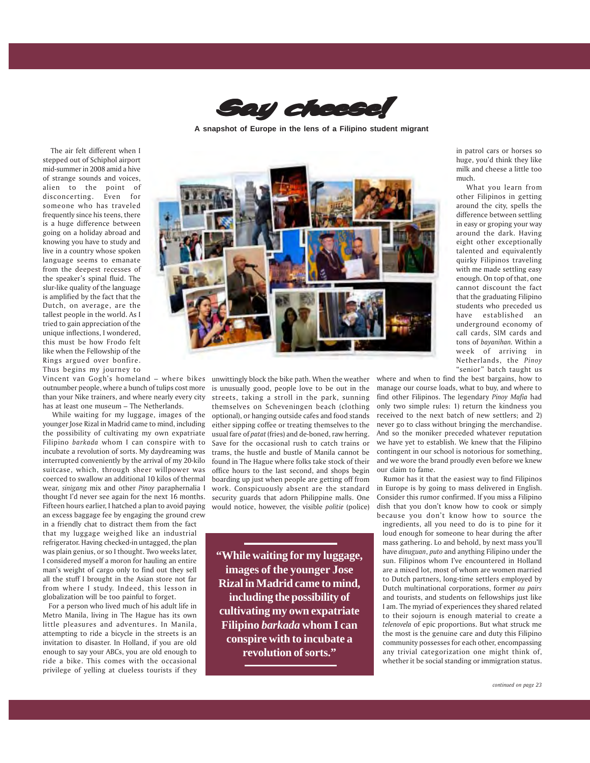# Say cheese!

**A snapshot of Europe in the lens of a Filipino student migrant**

The air felt different when I stepped out of Schiphol airport mid-summer in 2008 amid a hive of strange sounds and voices, alien to the point of disconcerting. Even for someone who has traveled frequently since his teens, there is a huge difference between going on a holiday abroad and knowing you have to study and live in a country whose spoken language seems to emanate from the deepest recesses of the speaker's spinal fluid. The slur-like quality of the language is amplified by the fact that the Dutch, on average, are the tallest people in the world. As I tried to gain appreciation of the unique inflections, I wondered, this must be how Frodo felt like when the Fellowship of the Rings argued over bonfire. Thus begins my journey to Vincent van Gogh's homeland – where bikes outnumber people, where a bunch of tulips cost more than your Nike trainers, and where nearly every city has at least one museum – The Netherlands.

While waiting for my luggage, images of the younger Jose Rizal in Madrid came to mind, including the possibility of cultivating my own expatriate Filipino *barkada* whom I can conspire with to incubate a revolution of sorts. My daydreaming was interrupted conveniently by the arrival of my 20-kilo suitcase, which, through sheer willpower was coerced to swallow an additional 10 kilos of thermal wear, *sinigang* mix and other *Pinoy* paraphernalia I thought I'd never see again for the next 16 months. Fifteen hours earlier, I hatched a plan to avoid paying an excess baggage fee by engaging the ground crew in a friendly chat to distract them from the fact that my luggage weighed like an industrial refrigerator. Having checked-in untagged, the plan was plain genius, or so I thought. Two weeks later, I considered myself a moron for hauling an entire man's weight of cargo only to find out they sell all the stuff I brought in the Asian store not far from where I study. Indeed, this lesson in globalization will be too painful to forget.

For a person who lived much of his adult life in Metro Manila, living in The Hague has its own little pleasures and adventures. In Manila, attempting to ride a bicycle in the streets is an invitation to disaster. In Holland, if you are old enough to say your ABCs, you are old enough to ride a bike. This comes with the occasional privilege of yelling at clueless tourists if they unwittingly block the bike path. When the weather is unusually good, people love to be out in the streets, taking a stroll in the park, sunning themselves on Scheveningen beach (clothing optional), or hanging outside cafes and food stands either sipping coffee or treating themselves to the usual fare of *patat* (fries) and de-boned, raw herring. Save for the occasional rush to catch trains or trams, the hustle and bustle of Manila cannot be found in The Hague where folks take stock of their office hours to the last second, and shops begin boarding up just when people are getting off from work. Conspicuously absent are the standard security guards that adorn Philippine malls. One would notice, however, the visible *politie* (police) in patrol cars or horses so huge, you'd think they like milk and cheese a little too much.

> **"While waiting for my luggage, images of the younger Jose Rizal in Madrid came to mind, including the possibility of cultivating my own expatriate Filipino *barkada* whom I can conspire with to incubate a revolution of sorts."**

What you learn from other Filipinos in getting around the city, spells the difference between settling in easy or groping your way around the dark. Having eight other exceptionally talented and equivalently quirky Filipinos traveling with me made settling easy enough. On top of that, one cannot discount the fact that the graduating Filipino students who preceded us have established an underground economy of call cards, SIM cards and tons of *bayanihan*. Within a week of arriving in Netherlands, the *Pinoy* "senior" batch taught us where and when to find the best bargains, how to manage our course loads, what to buy, and where to find other Filipinos. The legendary *Pinoy Mafia* had only two simple rules: 1) return the kindness you received to the next batch of new settlers; and 2) never go to class without bringing the merchandise. And so the moniker preceded whatever reputation we have yet to establish. We knew that the Filipino contingent in our school is notorious for something, and we wore the brand proudly even before we knew our claim to fame.

Rumor has it that the easiest way to find Filipinos in Europe is by going to mass delivered in English. Consider this rumor confirmed. If you miss a Filipino dish that you don't know how to cook or simply because you don't know how to source the ingredients, all you need to do is to pine for it loud enough for someone to hear during the after mass gathering. Lo and behold, by next mass you'll have *dinuguan*, *puto* and anything Filipino under the sun. Filipinos whom I've encountered in Holland are a mixed lot, most of whom are women married to Dutch partners, long-time settlers employed by Dutch multinational corporations, former *au pairs* and tourists, and students on fellowships just like I am. The myriad of experiences they shared related to their sojourn is enough material to create a *telenovela* of epic proportions. But what struck me the most is the genuine care and duty this Filipino community possesses for each other, encompassing any trivial categorization one might think of, whether it be social standing or immigration status.

*continued on page 23*